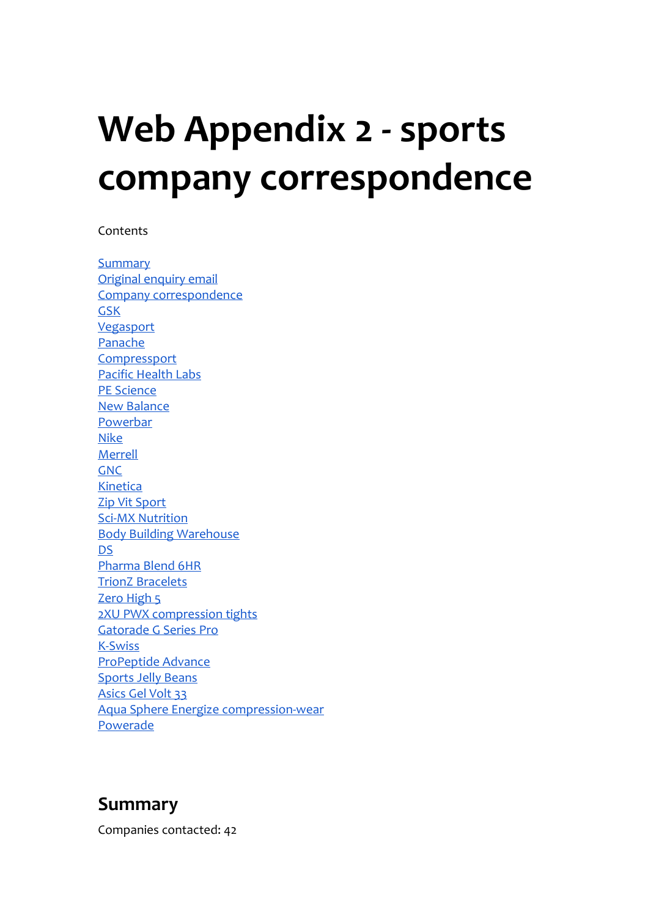# Web Appendix 2 - sports company correspondence

Contents

- Summary
- Original enquiry email
- Company correspondence
- GSK
- Vegasport
- Panache
- Compressport
- Pacific Health Labs
- PE Science
- New Balance
- Powerbar
- Nike
- Merrell
- GNC
- Kinetica
- Zip Vit Sport
- Sci-MX Nutrition
- Body Building Warehouse
- DS
- Pharma Blend 6HR
- TrionZ Bracelets
- Zero High 5
- 2XU PWX compression tights
- Gatorade G Series Pro
- K-Swiss
- ProPeptide Advance
- Sports Jelly Beans
- Asics Gel Volt 33
- Aqua Sphere Energize compression-wear
- Powerade

## Summary

Companies contacted: 42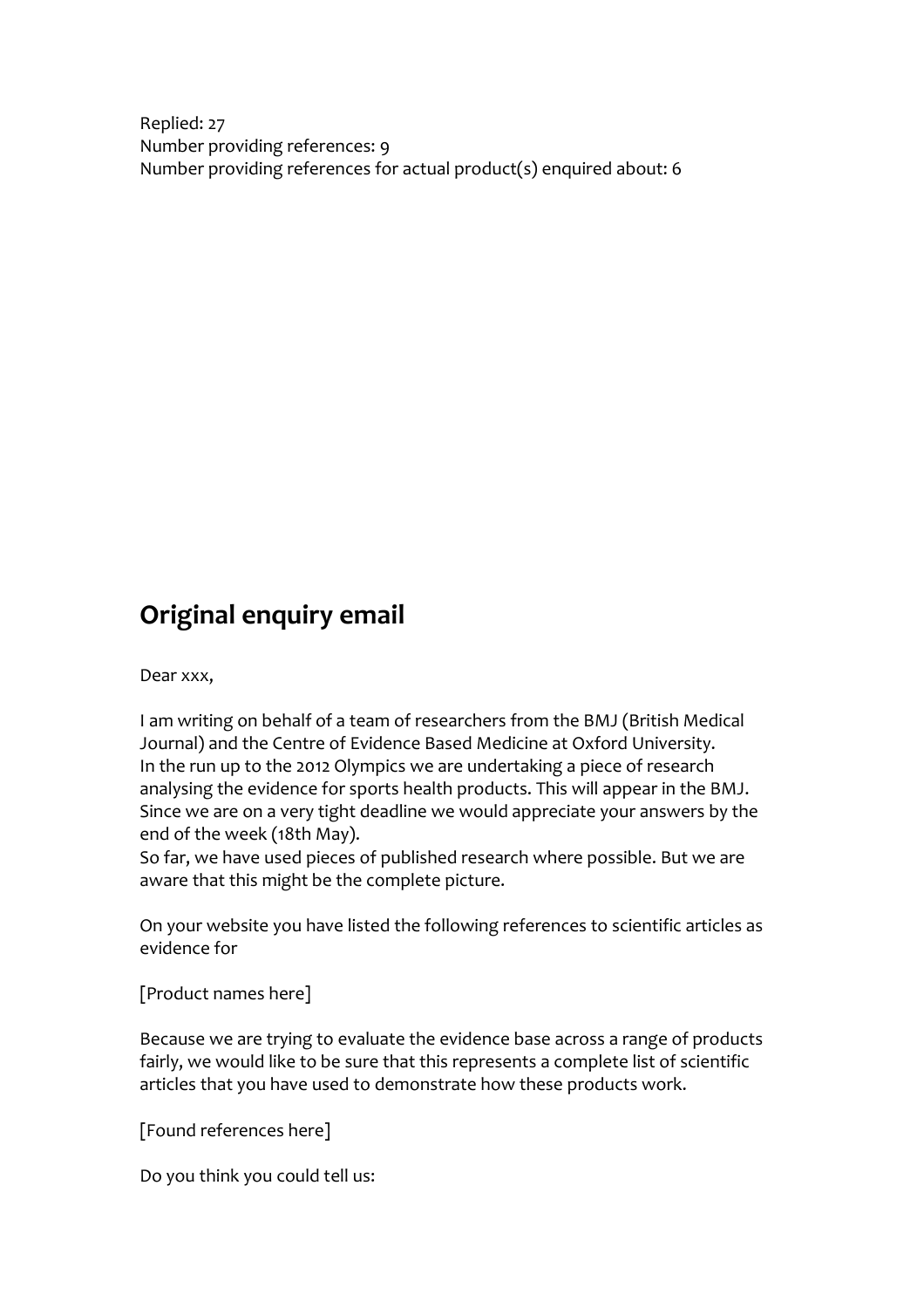Replied: 27
Number providing references: 9
Number providing references for actual product(s) enquired about: 6

## Original enquiry email

Dear xxx,

I am writing on behalf of a team of researchers from the BMJ (British Medical Journal) and the Centre of Evidence Based Medicine at Oxford University.
In the run up to the 2012 Olympics we are undertaking a piece of research analysing the evidence for sports health products. This will appear in the BMJ.
Since we are on a very tight deadline we would appreciate your answers by the end of the week (18th May).
So far, we have used pieces of published research where possible. But we are aware that this might be the complete picture.

On your website you have listed the following references to scientific articles as evidence for

[Product names here]

Because we are trying to evaluate the evidence base across a range of products fairly, we would like to be sure that this represents a complete list of scientific articles that you have used to demonstrate how these products work.

[Found references here]

Do you think you could tell us: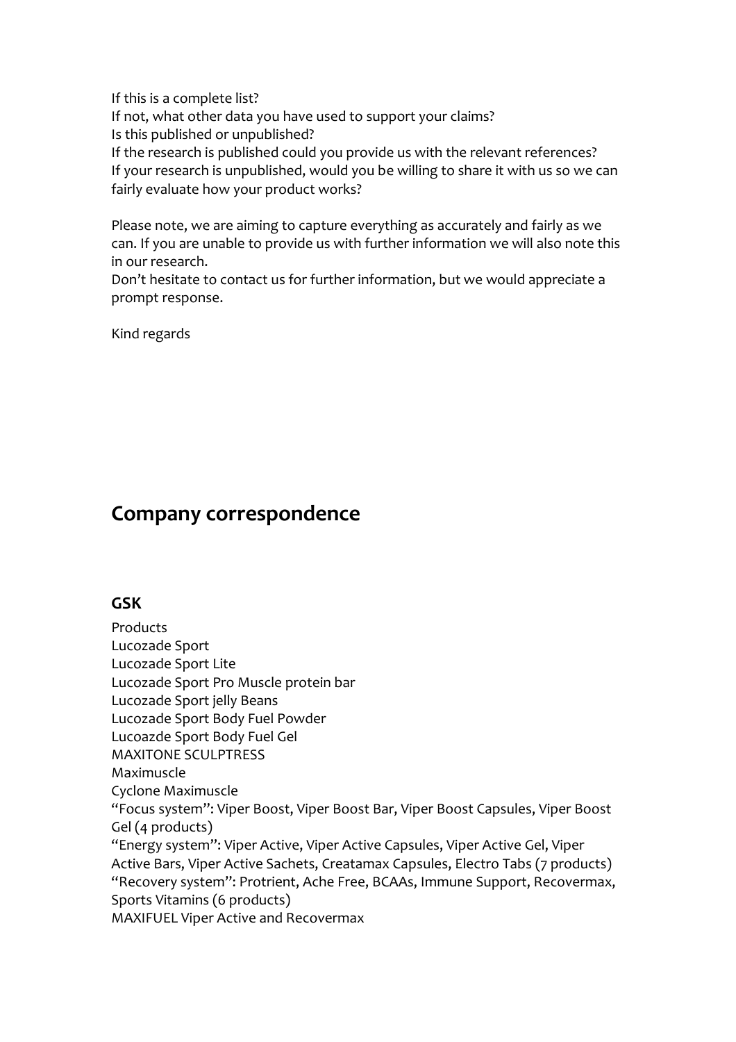If this is a complete list?
If not, what other data you have used to support your claims?
Is this published or unpublished?
If the research is published could you provide us with the relevant references?
If your research is unpublished, would you be willing to share it with us so we can fairly evaluate how your product works?

Please note, we are aiming to capture everything as accurately and fairly as we can. If you are unable to provide us with further information we will also note this in our research.
Don't hesitate to contact us for further information, but we would appreciate a prompt response.

Kind regards

## Company correspondence

### GSK

Products
Lucozade Sport
Lucozade Sport Lite
Lucozade Sport Pro Muscle protein bar
Lucozade Sport jelly Beans
Lucozade Sport Body Fuel Powder
Lucoazde Sport Body Fuel Gel
MAXITONE SCULPTRESS
Maximuscle
Cyclone Maximuscle
"Focus system": Viper Boost, Viper Boost Bar, Viper Boost Capsules, Viper Boost Gel (4 products)
"Energy system": Viper Active, Viper Active Capsules, Viper Active Gel, Viper Active Bars, Viper Active Sachets, Creatamax Capsules, Electro Tabs (7 products)
"Recovery system": Protrient, Ache Free, BCAAs, Immune Support, Recovermax, Sports Vitamins (6 products)
MAXIFUEL Viper Active and Recovermax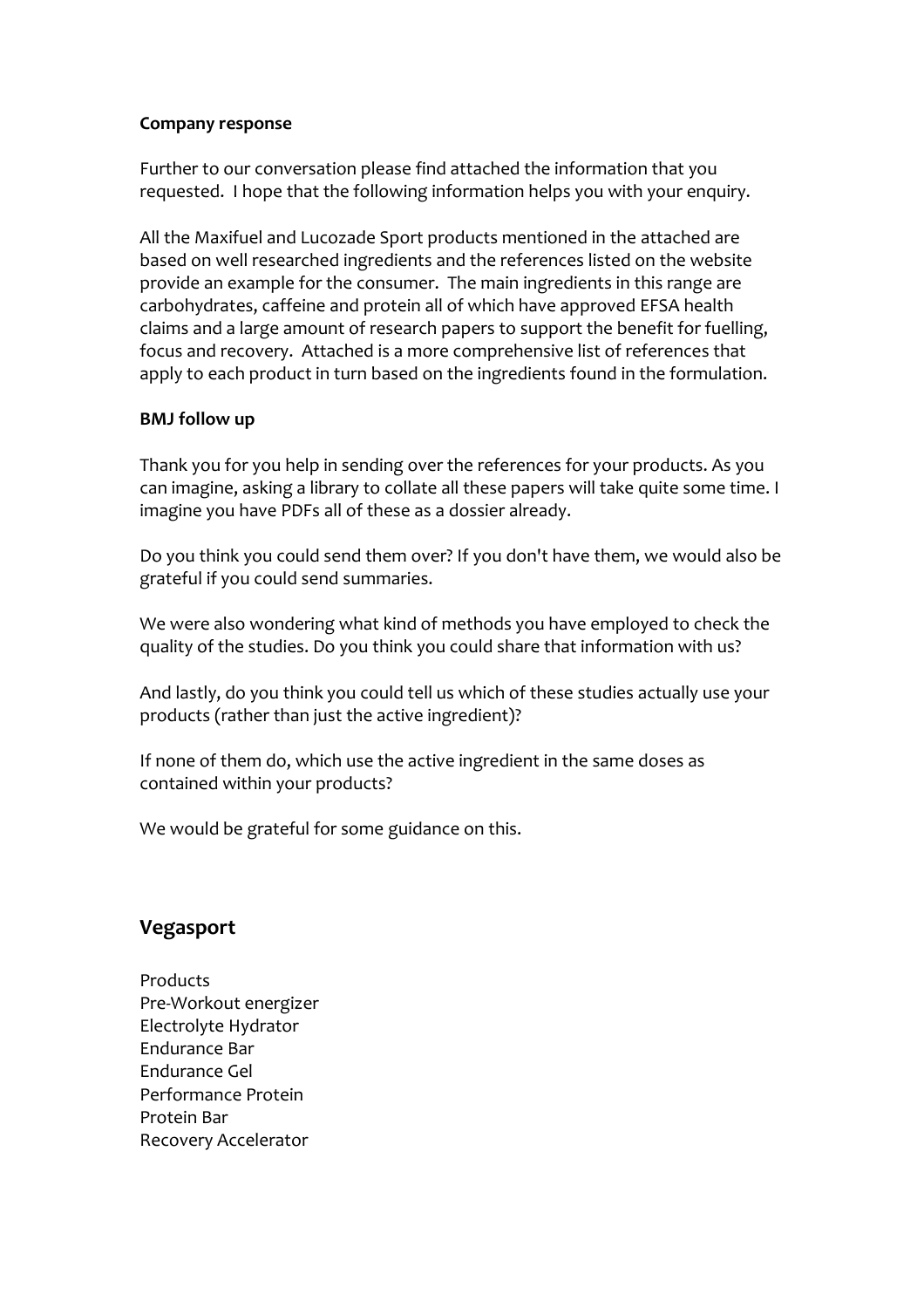**Company response**

Further to our conversation please find attached the information that you requested. I hope that the following information helps you with your enquiry.

All the Maxifuel and Lucozade Sport products mentioned in the attached are based on well researched ingredients and the references listed on the website provide an example for the consumer. The main ingredients in this range are carbohydrates, caffeine and protein all of which have approved EFSA health claims and a large amount of research papers to support the benefit for fuelling, focus and recovery. Attached is a more comprehensive list of references that apply to each product in turn based on the ingredients found in the formulation.

**BMJ follow up**

Thank you for you help in sending over the references for your products. As you can imagine, asking a library to collate all these papers will take quite some time. I imagine you have PDFs all of these as a dossier already.

Do you think you could send them over? If you don't have them, we would also be grateful if you could send summaries.

We were also wondering what kind of methods you have employed to check the quality of the studies. Do you think you could share that information with us?

And lastly, do you think you could tell us which of these studies actually use your products (rather than just the active ingredient)?

If none of them do, which use the active ingredient in the same doses as contained within your products?

We would be grateful for some guidance on this.

## Vegasport

Products
Pre-Workout energizer
Electrolyte Hydrator
Endurance Bar
Endurance Gel
Performance Protein
Protein Bar
Recovery Accelerator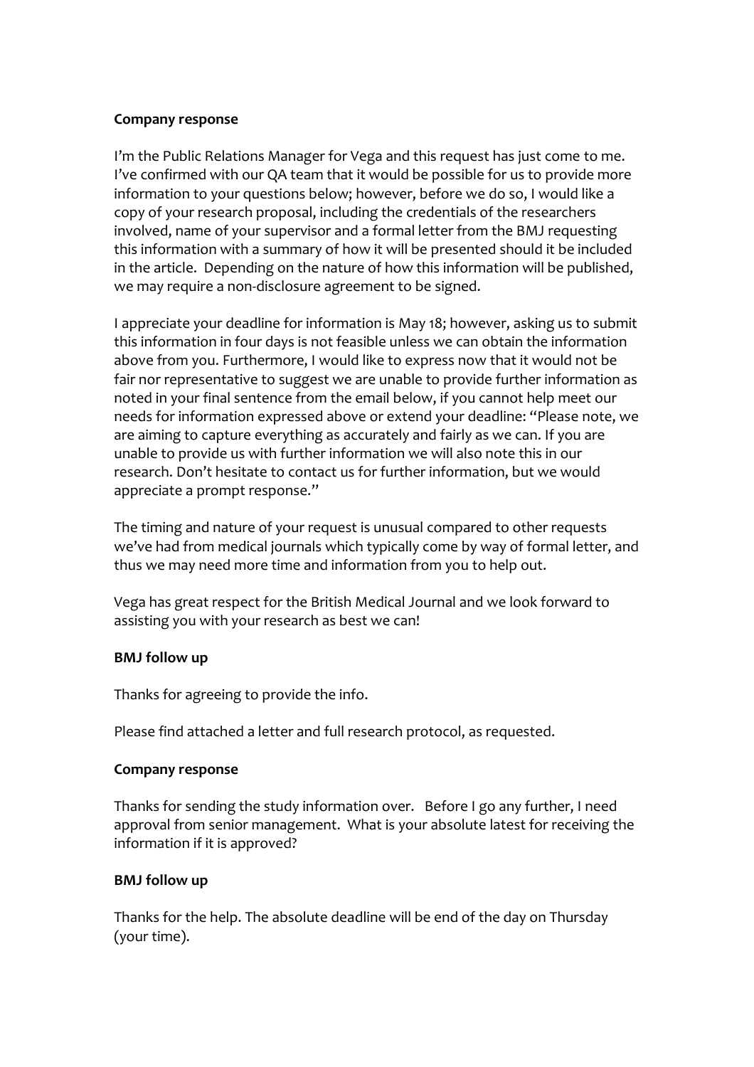**Company response**

I'm the Public Relations Manager for Vega and this request has just come to me. I've confirmed with our QA team that it would be possible for us to provide more information to your questions below; however, before we do so, I would like a copy of your research proposal, including the credentials of the researchers involved, name of your supervisor and a formal letter from the BMJ requesting this information with a summary of how it will be presented should it be included in the article. Depending on the nature of how this information will be published, we may require a non-disclosure agreement to be signed.

I appreciate your deadline for information is May 18; however, asking us to submit this information in four days is not feasible unless we can obtain the information above from you. Furthermore, I would like to express now that it would not be fair nor representative to suggest we are unable to provide further information as noted in your final sentence from the email below, if you cannot help meet our needs for information expressed above or extend your deadline: "Please note, we are aiming to capture everything as accurately and fairly as we can. If you are unable to provide us with further information we will also note this in our research. Don't hesitate to contact us for further information, but we would appreciate a prompt response."

The timing and nature of your request is unusual compared to other requests we've had from medical journals which typically come by way of formal letter, and thus we may need more time and information from you to help out.

Vega has great respect for the British Medical Journal and we look forward to assisting you with your research as best we can!

**BMJ follow up**

Thanks for agreeing to provide the info.

Please find attached a letter and full research protocol, as requested.

**Company response**

Thanks for sending the study information over. Before I go any further, I need approval from senior management. What is your absolute latest for receiving the information if it is approved?

**BMJ follow up**

Thanks for the help. The absolute deadline will be end of the day on Thursday (your time).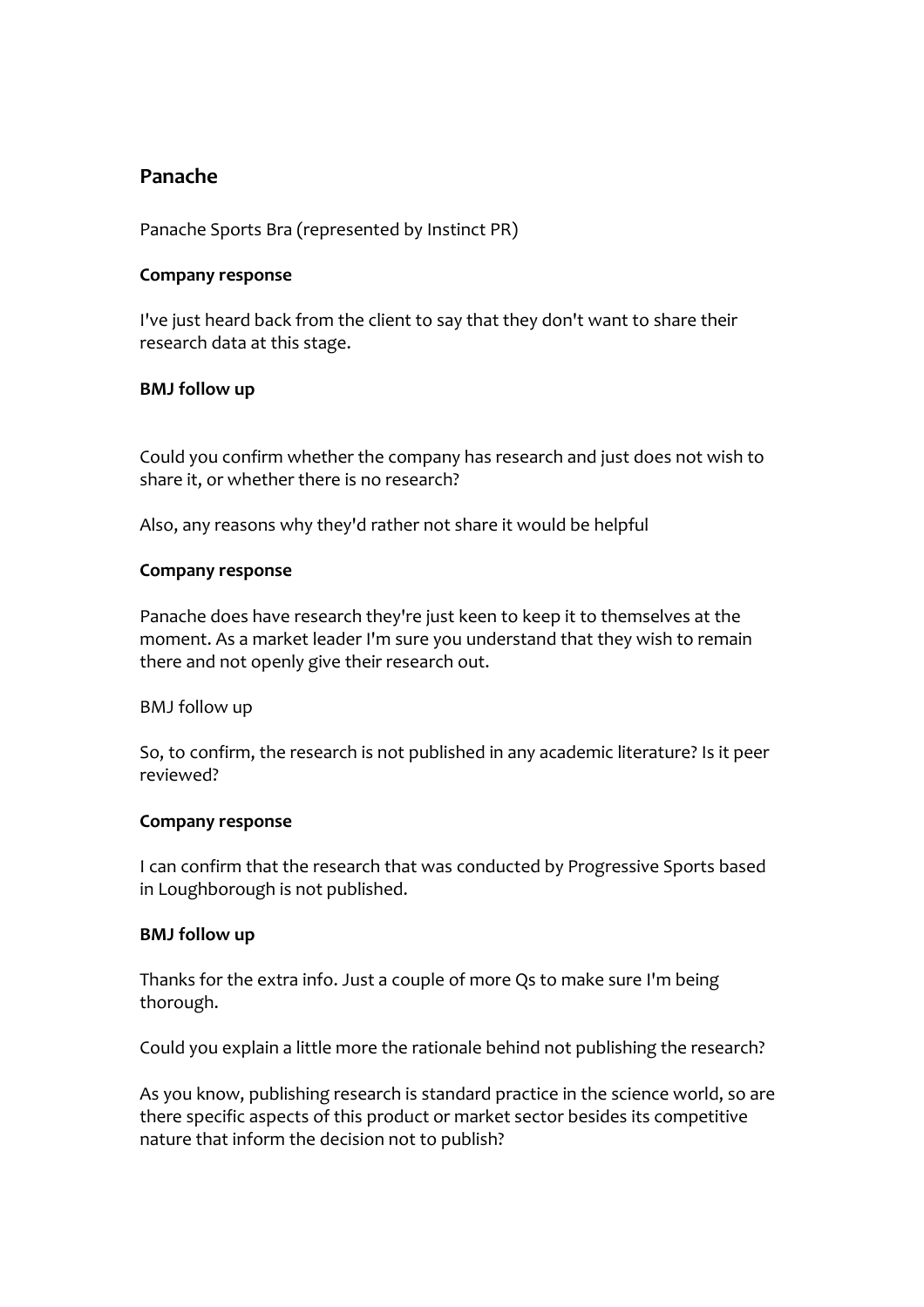## Panache

Panache Sports Bra (represented by Instinct PR)

**Company response**

I've just heard back from the client to say that they don't want to share their research data at this stage.

**BMJ follow up**

Could you confirm whether the company has research and just does not wish to share it, or whether there is no research?

Also, any reasons why they'd rather not share it would be helpful

**Company response**

Panache does have research they're just keen to keep it to themselves at the moment. As a market leader I'm sure you understand that they wish to remain there and not openly give their research out.

BMJ follow up

So, to confirm, the research is not published in any academic literature? Is it peer reviewed?

**Company response**

I can confirm that the research that was conducted by Progressive Sports based in Loughborough is not published.

**BMJ follow up**

Thanks for the extra info. Just a couple of more Qs to make sure I'm being thorough.

Could you explain a little more the rationale behind not publishing the research?

As you know, publishing research is standard practice in the science world, so are there specific aspects of this product or market sector besides its competitive nature that inform the decision not to publish?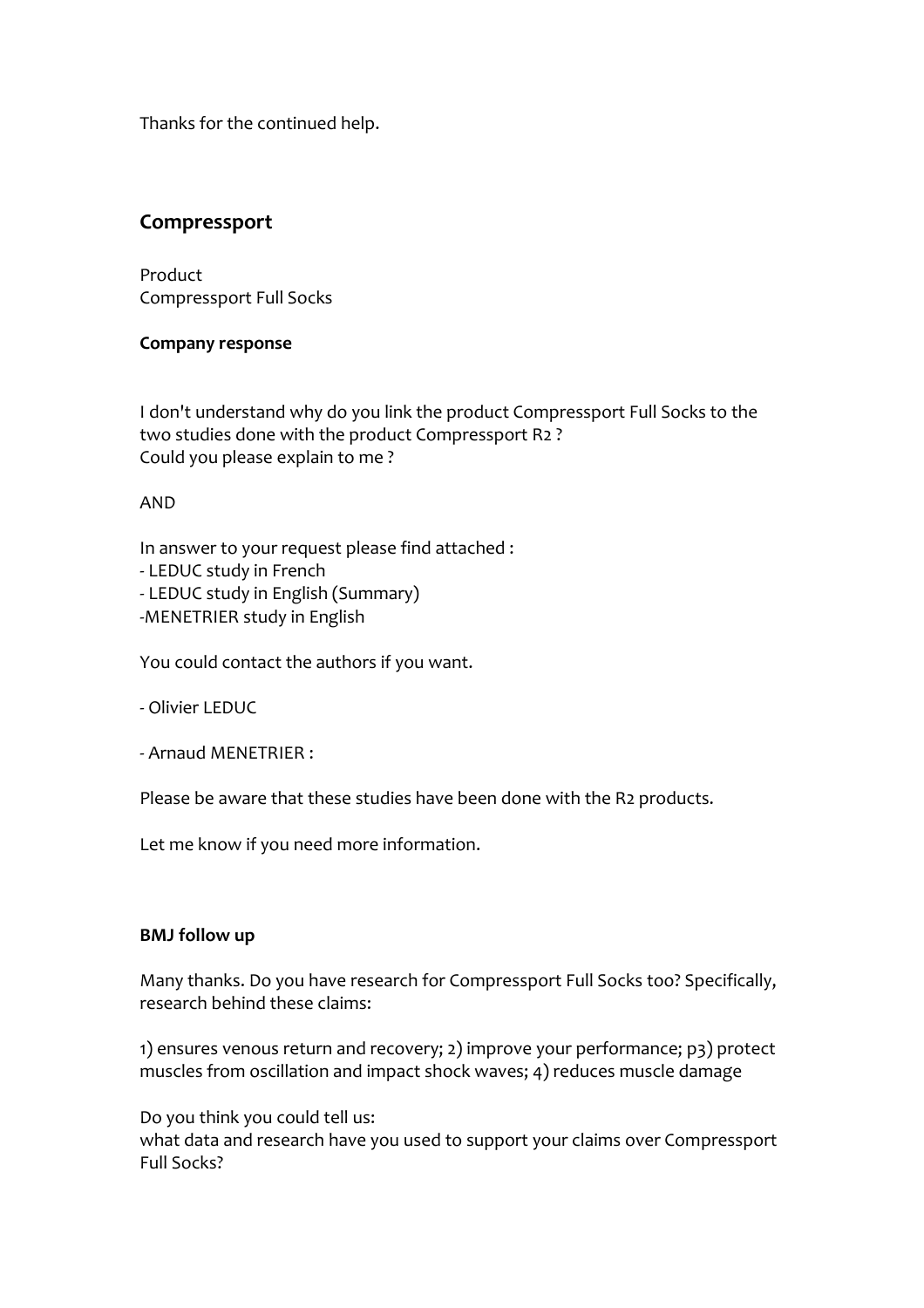Thanks for the continued help.

## Compressport

Product
Compressport Full Socks

**Company response**

I don't understand why do you link the product Compressport Full Socks to the two studies done with the product Compressport R2 ?
Could you please explain to me ?

AND

In answer to your request please find attached :
- LEDUC study in French
- LEDUC study in English (Summary)
-MENETRIER study in English

You could contact the authors if you want.

- Olivier LEDUC

- Arnaud MENETRIER :

Please be aware that these studies have been done with the R2 products.

Let me know if you need more information.

**BMJ follow up**

Many thanks. Do you have research for Compressport Full Socks too? Specifically, research behind these claims:

1) ensures venous return and recovery; 2) improve your performance; p3) protect muscles from oscillation and impact shock waves; 4) reduces muscle damage

Do you think you could tell us:
what data and research have you used to support your claims over Compressport Full Socks?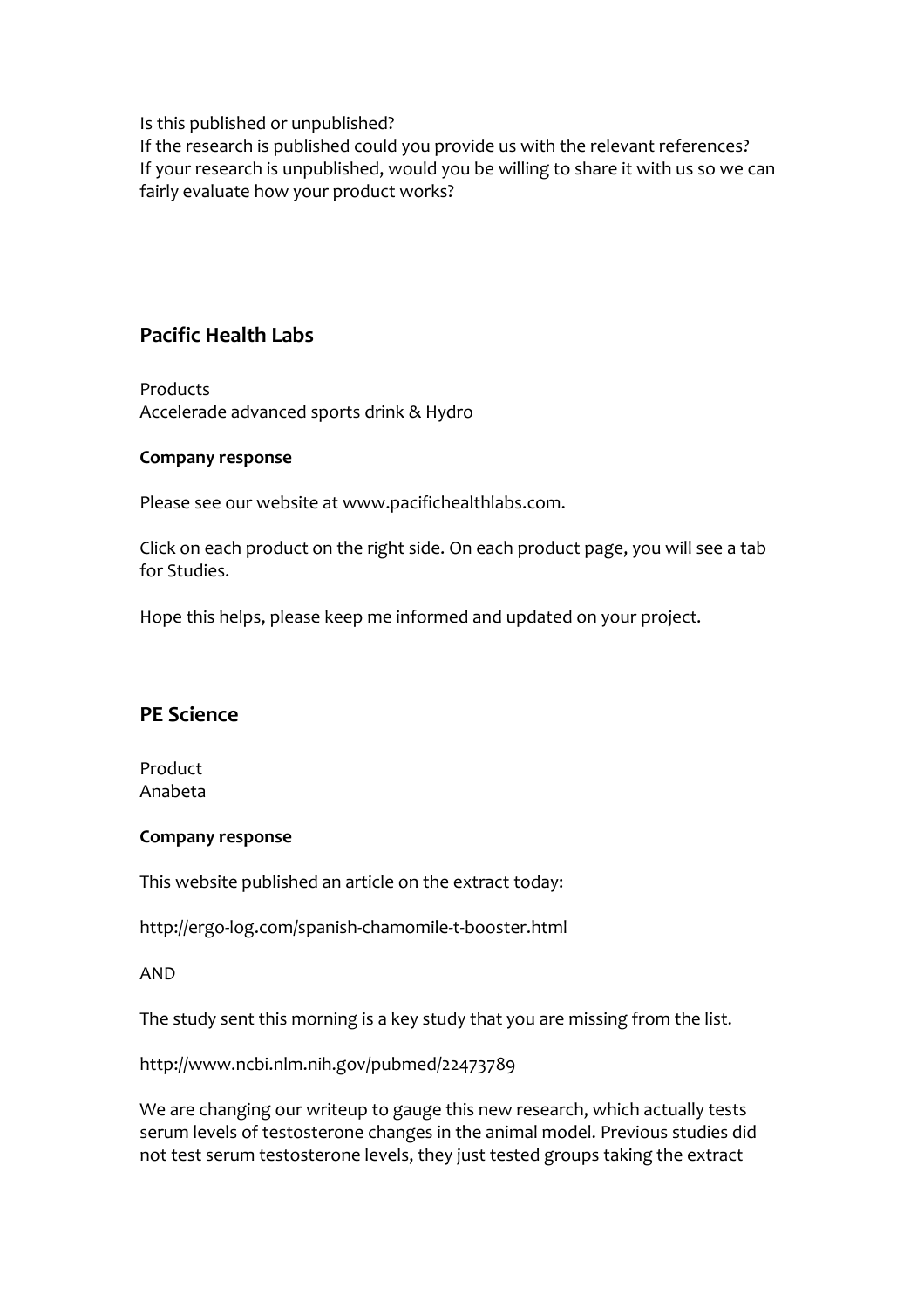Is this published or unpublished?
If the research is published could you provide us with the relevant references?
If your research is unpublished, would you be willing to share it with us so we can fairly evaluate how your product works?

## Pacific Health Labs

Products
Accelerade advanced sports drink & Hydro

**Company response**

Please see our website at www.pacifichealthlabs.com.

Click on each product on the right side. On each product page, you will see a tab for Studies.

Hope this helps, please keep me informed and updated on your project.

## PE Science

Product
Anabeta

**Company response**

This website published an article on the extract today:

http://ergo-log.com/spanish-chamomile-t-booster.html

AND

The study sent this morning is a key study that you are missing from the list.

http://www.ncbi.nlm.nih.gov/pubmed/22473789

We are changing our writeup to gauge this new research, which actually tests serum levels of testosterone changes in the animal model. Previous studies did not test serum testosterone levels, they just tested groups taking the extract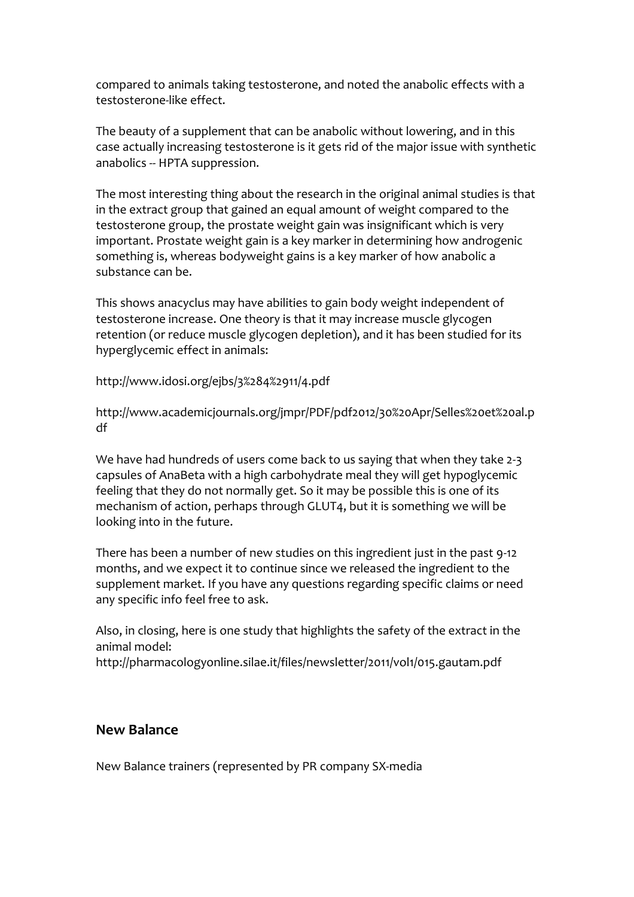compared to animals taking testosterone, and noted the anabolic effects with a testosterone-like effect.

The beauty of a supplement that can be anabolic without lowering, and in this case actually increasing testosterone is it gets rid of the major issue with synthetic anabolics -- HPTA suppression.

The most interesting thing about the research in the original animal studies is that in the extract group that gained an equal amount of weight compared to the testosterone group, the prostate weight gain was insignificant which is very important. Prostate weight gain is a key marker in determining how androgenic something is, whereas bodyweight gains is a key marker of how anabolic a substance can be.

This shows anacyclus may have abilities to gain body weight independent of testosterone increase. One theory is that it may increase muscle glycogen retention (or reduce muscle glycogen depletion), and it has been studied for its hyperglycemic effect in animals:

http://www.idosi.org/ejbs/3%284%2911/4.pdf

http://www.academicjournals.org/jmpr/PDF/pdf2012/30%20Apr/Selles%20et%20al.pdf

We have had hundreds of users come back to us saying that when they take 2-3 capsules of AnaBeta with a high carbohydrate meal they will get hypoglycemic feeling that they do not normally get. So it may be possible this is one of its mechanism of action, perhaps through GLUT4, but it is something we will be looking into in the future.

There has been a number of new studies on this ingredient just in the past 9-12 months, and we expect it to continue since we released the ingredient to the supplement market. If you have any questions regarding specific claims or need any specific info feel free to ask.

Also, in closing, here is one study that highlights the safety of the extract in the animal model:
http://pharmacologyonline.silae.it/files/newsletter/2011/vol1/015.gautam.pdf

## New Balance

New Balance trainers (represented by PR company SX-media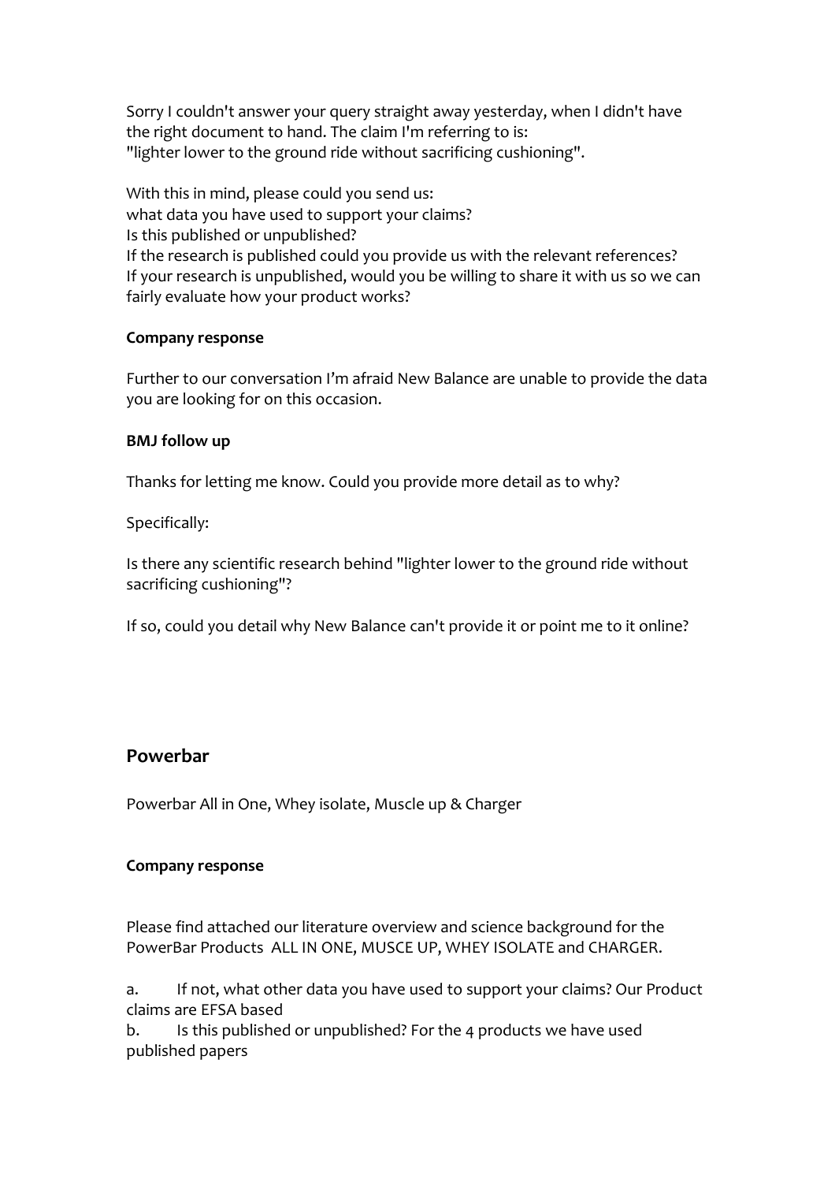Sorry I couldn't answer your query straight away yesterday, when I didn't have the right document to hand. The claim I'm referring to is:
"lighter lower to the ground ride without sacrificing cushioning".

With this in mind, please could you send us:
what data you have used to support your claims?
Is this published or unpublished?
If the research is published could you provide us with the relevant references?
If your research is unpublished, would you be willing to share it with us so we can fairly evaluate how your product works?

**Company response**

Further to our conversation I'm afraid New Balance are unable to provide the data you are looking for on this occasion.

**BMJ follow up**

Thanks for letting me know. Could you provide more detail as to why?

Specifically:

Is there any scientific research behind "lighter lower to the ground ride without sacrificing cushioning"?

If so, could you detail why New Balance can't provide it or point me to it online?

## Powerbar

Powerbar All in One, Whey isolate, Muscle up & Charger

**Company response**

Please find attached our literature overview and science background for the PowerBar Products ALL IN ONE, MUSCE UP, WHEY ISOLATE and CHARGER.

a. If not, what other data you have used to support your claims? Our Product claims are EFSA based

b. Is this published or unpublished? For the 4 products we have used published papers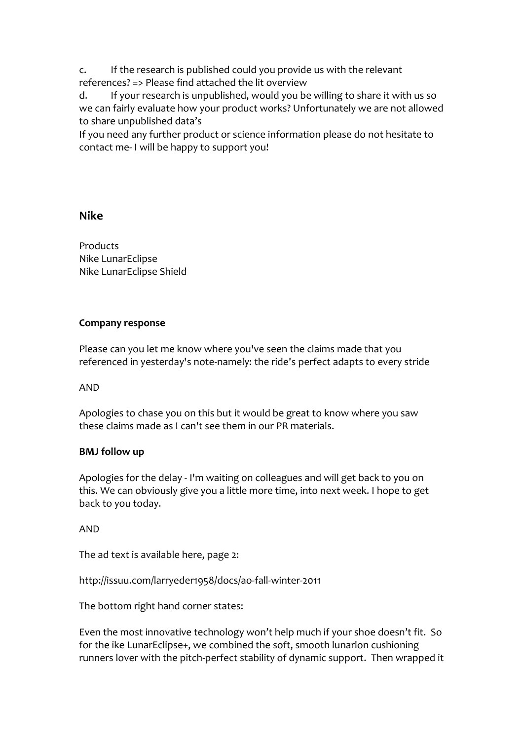c. If the research is published could you provide us with the relevant references? => Please find attached the lit overview

d. If your research is unpublished, would you be willing to share it with us so we can fairly evaluate how your product works? Unfortunately we are not allowed to share unpublished data's

If you need any further product or science information please do not hesitate to contact me- I will be happy to support you!

## Nike

Products
Nike LunarEclipse
Nike LunarEclipse Shield

**Company response**

Please can you let me know where you've seen the claims made that you referenced in yesterday's note-namely: the ride's perfect adapts to every stride

AND

Apologies to chase you on this but it would be great to know where you saw these claims made as I can't see them in our PR materials.

**BMJ follow up**

Apologies for the delay - I'm waiting on colleagues and will get back to you on this. We can obviously give you a little more time, into next week. I hope to get back to you today.

AND

The ad text is available here, page 2:

http://issuu.com/larryeder1958/docs/ao-fall-winter-2011

The bottom right hand corner states:

Even the most innovative technology won't help much if your shoe doesn't fit. So for the ike LunarEclipse+, we combined the soft, smooth lunarlon cushioning runners lover with the pitch-perfect stability of dynamic support. Then wrapped it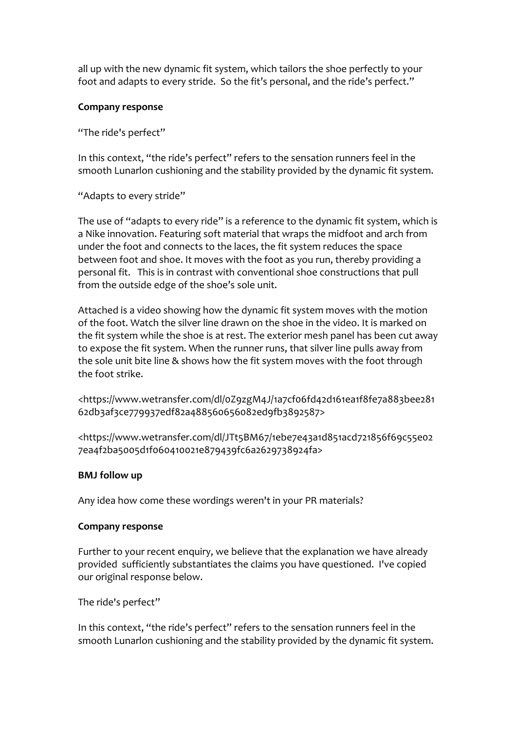all up with the new dynamic fit system, which tailors the shoe perfectly to your foot and adapts to every stride. So the fit's personal, and the ride's perfect."

**Company response**

"The ride's perfect"

In this context, "the ride's perfect" refers to the sensation runners feel in the smooth Lunarlon cushioning and the stability provided by the dynamic fit system.

"Adapts to every stride"

The use of "adapts to every ride" is a reference to the dynamic fit system, which is a Nike innovation. Featuring soft material that wraps the midfoot and arch from under the foot and connects to the laces, the fit system reduces the space between foot and shoe. It moves with the foot as you run, thereby providing a personal fit. This is in contrast with conventional shoe constructions that pull from the outside edge of the shoe's sole unit.

Attached is a video showing how the dynamic fit system moves with the motion of the foot. Watch the silver line drawn on the shoe in the video. It is marked on the fit system while the shoe is at rest. The exterior mesh panel has been cut away to expose the fit system. When the runner runs, that silver line pulls away from the sole unit bite line & shows how the fit system moves with the foot through the foot strike.

<https://www.wetransfer.com/dl/0Z9zgM4J/1a7cf06fd42d161ea1f8fe7a883bee28162db3af3ce779937edf82a488560656082ed9fb3892587>

<https://www.wetransfer.com/dl/JTt5BM67/1ebe7e43a1d851acd721856f69c55e027ea4f2ba5005d1f060410021e879439fc6a2629738924fa>

**BMJ follow up**

Any idea how come these wordings weren't in your PR materials?

**Company response**

Further to your recent enquiry, we believe that the explanation we have already provided sufficiently substantiates the claims you have questioned. I've copied our original response below.

The ride's perfect"

In this context, "the ride's perfect" refers to the sensation runners feel in the smooth Lunarlon cushioning and the stability provided by the dynamic fit system.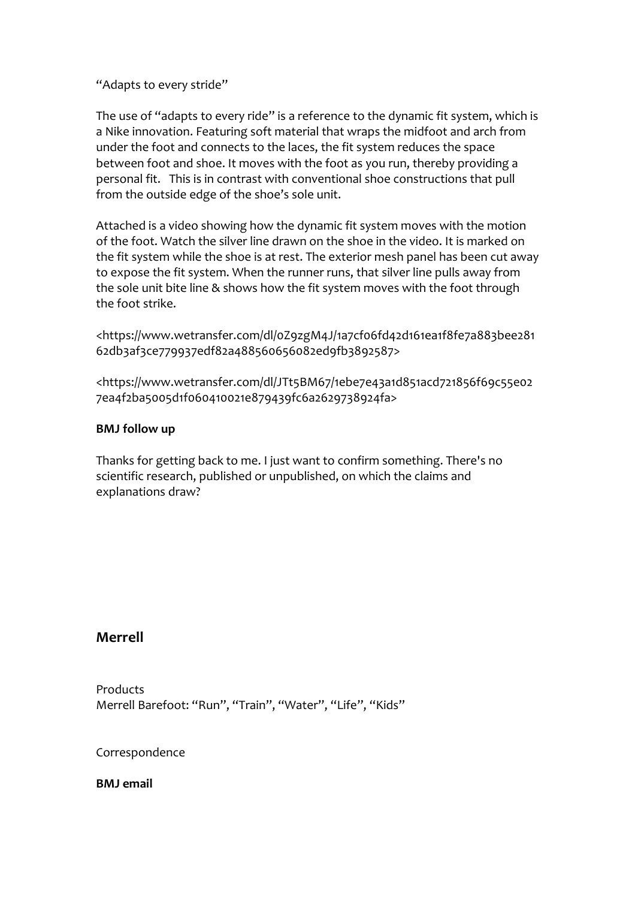"Adapts to every stride"

The use of "adapts to every ride" is a reference to the dynamic fit system, which is a Nike innovation. Featuring soft material that wraps the midfoot and arch from under the foot and connects to the laces, the fit system reduces the space between foot and shoe. It moves with the foot as you run, thereby providing a personal fit. This is in contrast with conventional shoe constructions that pull from the outside edge of the shoe's sole unit.

Attached is a video showing how the dynamic fit system moves with the motion of the foot. Watch the silver line drawn on the shoe in the video. It is marked on the fit system while the shoe is at rest. The exterior mesh panel has been cut away to expose the fit system. When the runner runs, that silver line pulls away from the sole unit bite line & shows how the fit system moves with the foot through the foot strike.

<https://www.wetransfer.com/dl/0Z9zgM4J/1a7cf06fd42d161ea1f8fe7a883bee28162db3af3ce779937edf82a488560656082ed9fb3892587>

<https://www.wetransfer.com/dl/JTt5BM67/1ebe7e43a1d851acd721856f69c55e027ea4f2ba5005d1f060410021e879439fc6a2629738924fa>

**BMJ follow up**

Thanks for getting back to me. I just want to confirm something. There's no scientific research, published or unpublished, on which the claims and explanations draw?

## Merrell

Products
Merrell Barefoot: "Run", "Train", "Water", "Life", "Kids"

Correspondence

**BMJ email**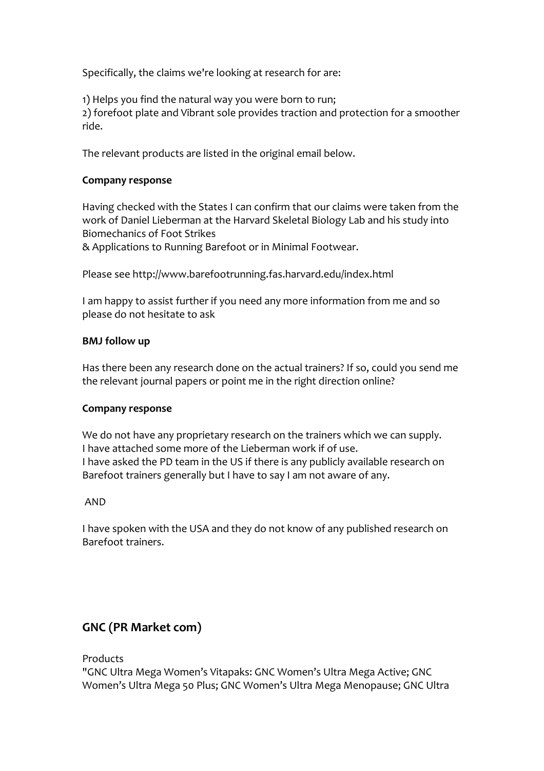Specifically, the claims we're looking at research for are:

1) Helps you find the natural way you were born to run;
2) forefoot plate and Vibrant sole provides traction and protection for a smoother ride.

The relevant products are listed in the original email below.

**Company response**

Having checked with the States I can confirm that our claims were taken from the work of Daniel Lieberman at the Harvard Skeletal Biology Lab and his study into Biomechanics of Foot Strikes
& Applications to Running Barefoot or in Minimal Footwear.

Please see http://www.barefootrunning.fas.harvard.edu/index.html

I am happy to assist further if you need any more information from me and so please do not hesitate to ask

**BMJ follow up**

Has there been any research done on the actual trainers? If so, could you send me the relevant journal papers or point me in the right direction online?

**Company response**

We do not have any proprietary research on the trainers which we can supply.
I have attached some more of the Lieberman work if of use.
I have asked the PD team in the US if there is any publicly available research on Barefoot trainers generally but I have to say I am not aware of any.

AND

I have spoken with the USA and they do not know of any published research on Barefoot trainers.

## GNC (PR Market com)

Products
"GNC Ultra Mega Women's Vitapaks: GNC Women's Ultra Mega Active; GNC Women's Ultra Mega 50 Plus; GNC Women's Ultra Mega Menopause; GNC Ultra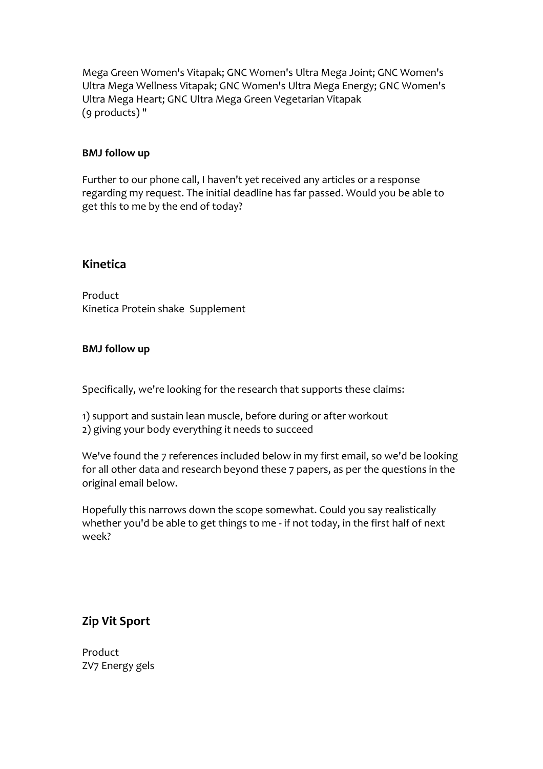Mega Green Women's Vitapak; GNC Women's Ultra Mega Joint; GNC Women's Ultra Mega Wellness Vitapak; GNC Women's Ultra Mega Energy; GNC Women's Ultra Mega Heart; GNC Ultra Mega Green Vegetarian Vitapak
(9 products) "

**BMJ follow up**

Further to our phone call, I haven't yet received any articles or a response regarding my request. The initial deadline has far passed. Would you be able to get this to me by the end of today?

## Kinetica

Product
Kinetica Protein shake Supplement

**BMJ follow up**

Specifically, we're looking for the research that supports these claims:

1) support and sustain lean muscle, before during or after workout
2) giving your body everything it needs to succeed

We've found the 7 references included below in my first email, so we'd be looking for all other data and research beyond these 7 papers, as per the questions in the original email below.

Hopefully this narrows down the scope somewhat. Could you say realistically whether you'd be able to get things to me - if not today, in the first half of next week?

## Zip Vit Sport

Product
ZV7 Energy gels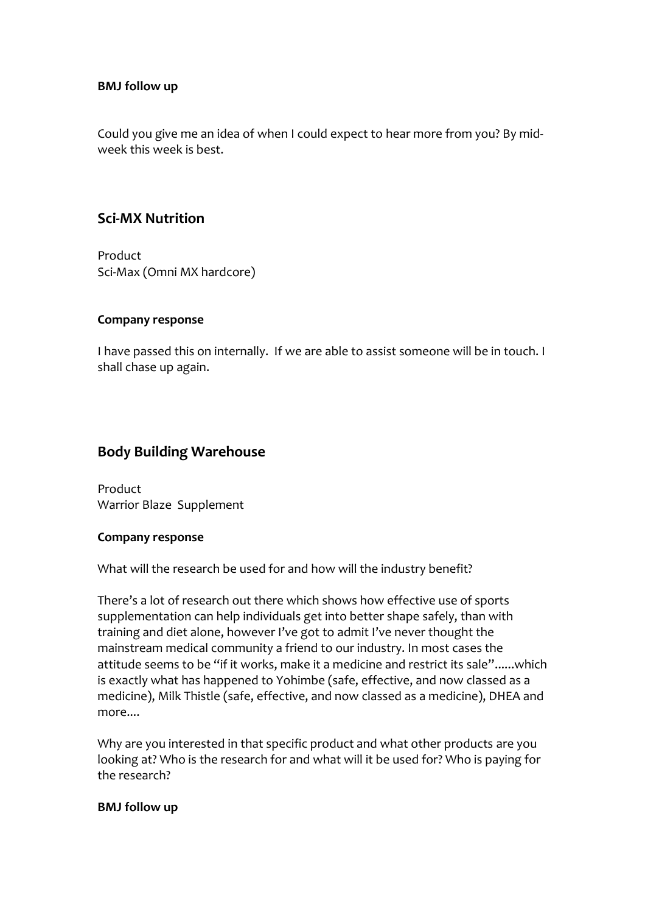**BMJ follow up**

Could you give me an idea of when I could expect to hear more from you? By mid-week this week is best.

## Sci-MX Nutrition

Product
Sci-Max (Omni MX hardcore)

**Company response**

I have passed this on internally. If we are able to assist someone will be in touch. I shall chase up again.

## Body Building Warehouse

Product
Warrior Blaze Supplement

**Company response**

What will the research be used for and how will the industry benefit?

There's a lot of research out there which shows how effective use of sports supplementation can help individuals get into better shape safely, than with training and diet alone, however I've got to admit I've never thought the mainstream medical community a friend to our industry. In most cases the attitude seems to be "if it works, make it a medicine and restrict its sale"......which is exactly what has happened to Yohimbe (safe, effective, and now classed as a medicine), Milk Thistle (safe, effective, and now classed as a medicine), DHEA and more....

Why are you interested in that specific product and what other products are you looking at? Who is the research for and what will it be used for? Who is paying for the research?

**BMJ follow up**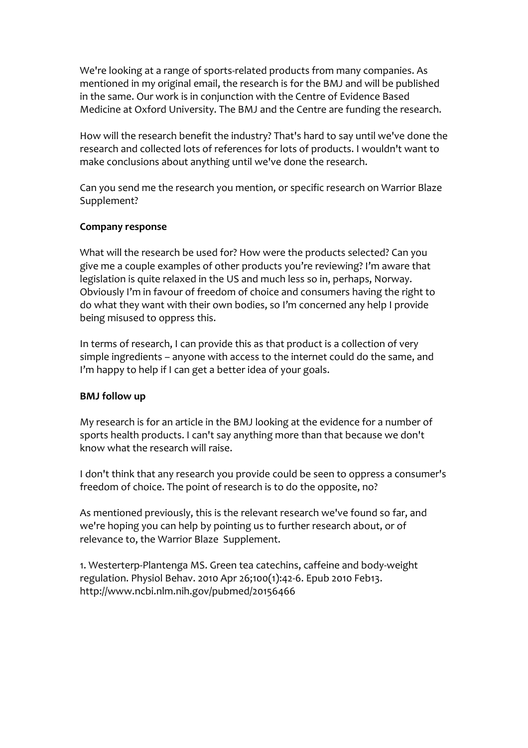We're looking at a range of sports-related products from many companies. As mentioned in my original email, the research is for the BMJ and will be published in the same. Our work is in conjunction with the Centre of Evidence Based Medicine at Oxford University. The BMJ and the Centre are funding the research.

How will the research benefit the industry? That's hard to say until we've done the research and collected lots of references for lots of products. I wouldn't want to make conclusions about anything until we've done the research.

Can you send me the research you mention, or specific research on Warrior Blaze Supplement?

**Company response**

What will the research be used for? How were the products selected? Can you give me a couple examples of other products you're reviewing? I'm aware that legislation is quite relaxed in the US and much less so in, perhaps, Norway. Obviously I'm in favour of freedom of choice and consumers having the right to do what they want with their own bodies, so I'm concerned any help I provide being misused to oppress this.

In terms of research, I can provide this as that product is a collection of very simple ingredients – anyone with access to the internet could do the same, and I'm happy to help if I can get a better idea of your goals.

**BMJ follow up**

My research is for an article in the BMJ looking at the evidence for a number of sports health products. I can't say anything more than that because we don't know what the research will raise.

I don't think that any research you provide could be seen to oppress a consumer's freedom of choice. The point of research is to do the opposite, no?

As mentioned previously, this is the relevant research we've found so far, and we're hoping you can help by pointing us to further research about, or of relevance to, the Warrior Blaze Supplement.

1. Westerterp-Plantenga MS. Green tea catechins, caffeine and body-weight regulation. Physiol Behav. 2010 Apr 26;100(1):42-6. Epub 2010 Feb13. http://www.ncbi.nlm.nih.gov/pubmed/20156466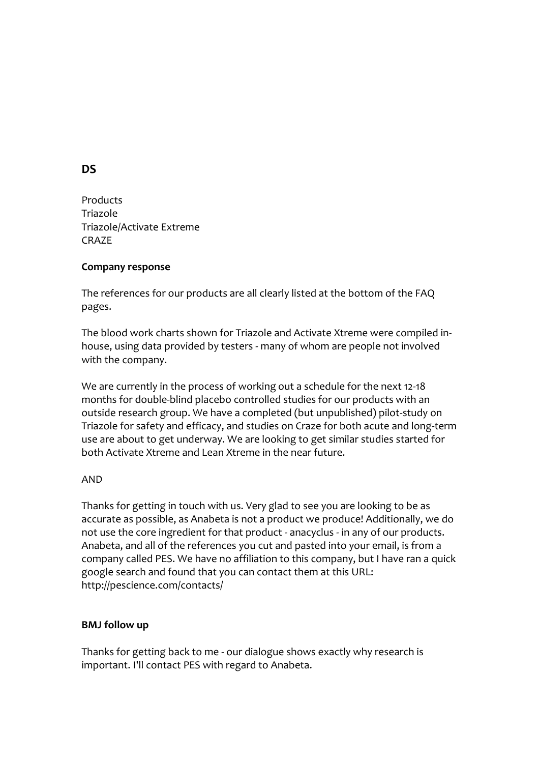## DS

Products
Triazole
Triazole/Activate Extreme
CRAZE

**Company response**

The references for our products are all clearly listed at the bottom of the FAQ pages.

The blood work charts shown for Triazole and Activate Xtreme were compiled in-house, using data provided by testers - many of whom are people not involved with the company.

We are currently in the process of working out a schedule for the next 12-18 months for double-blind placebo controlled studies for our products with an outside research group. We have a completed (but unpublished) pilot-study on Triazole for safety and efficacy, and studies on Craze for both acute and long-term use are about to get underway. We are looking to get similar studies started for both Activate Xtreme and Lean Xtreme in the near future.

AND

Thanks for getting in touch with us. Very glad to see you are looking to be as accurate as possible, as Anabeta is not a product we produce! Additionally, we do not use the core ingredient for that product - anacyclus - in any of our products. Anabeta, and all of the references you cut and pasted into your email, is from a company called PES. We have no affiliation to this company, but I have ran a quick google search and found that you can contact them at this URL: http://pescience.com/contacts/

**BMJ follow up**

Thanks for getting back to me - our dialogue shows exactly why research is important. I'll contact PES with regard to Anabeta.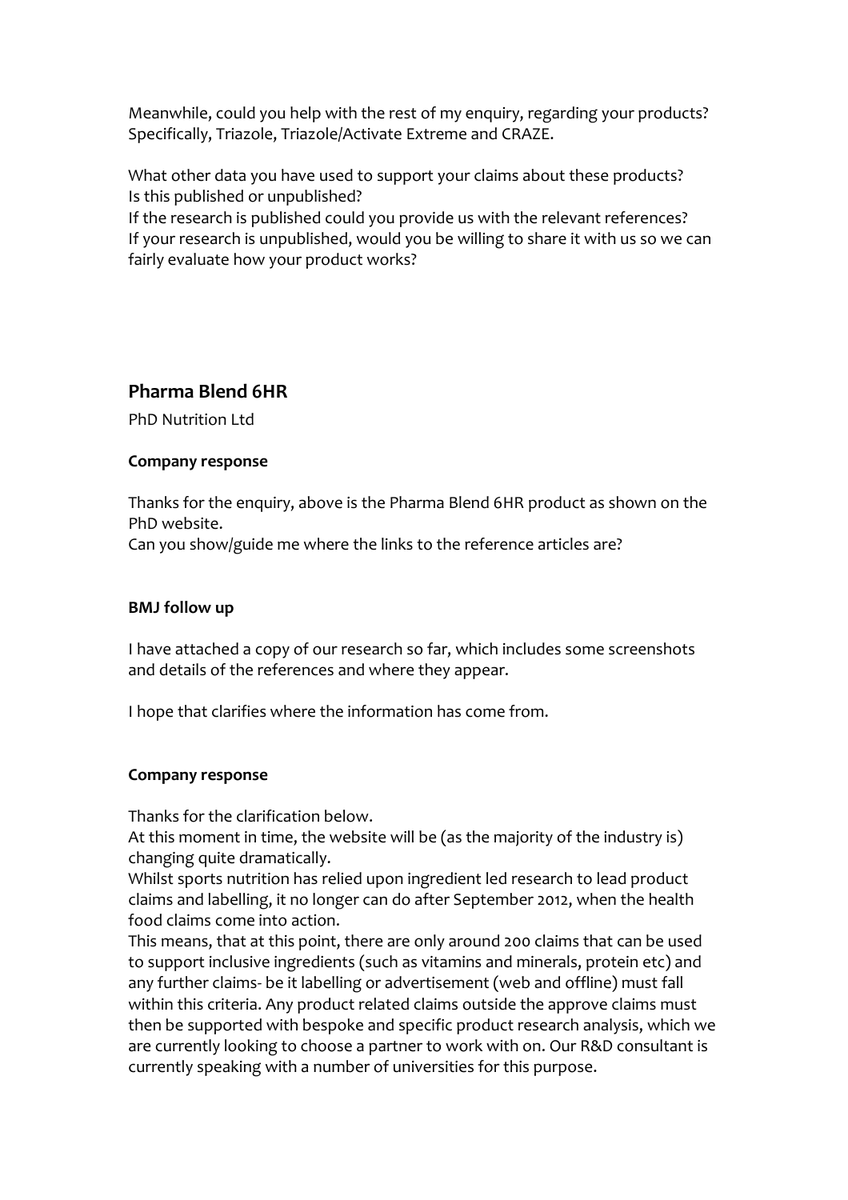Meanwhile, could you help with the rest of my enquiry, regarding your products? Specifically, Triazole, Triazole/Activate Extreme and CRAZE.

What other data you have used to support your claims about these products?
Is this published or unpublished?
If the research is published could you provide us with the relevant references?
If your research is unpublished, would you be willing to share it with us so we can fairly evaluate how your product works?

## Pharma Blend 6HR

PhD Nutrition Ltd

**Company response**

Thanks for the enquiry, above is the Pharma Blend 6HR product as shown on the PhD website.
Can you show/guide me where the links to the reference articles are?

**BMJ follow up**

I have attached a copy of our research so far, which includes some screenshots and details of the references and where they appear.

I hope that clarifies where the information has come from.

**Company response**

Thanks for the clarification below.
At this moment in time, the website will be (as the majority of the industry is) changing quite dramatically.
Whilst sports nutrition has relied upon ingredient led research to lead product claims and labelling, it no longer can do after September 2012, when the health food claims come into action.
This means, that at this point, there are only around 200 claims that can be used to support inclusive ingredients (such as vitamins and minerals, protein etc) and any further claims- be it labelling or advertisement (web and offline) must fall within this criteria. Any product related claims outside the approve claims must then be supported with bespoke and specific product research analysis, which we are currently looking to choose a partner to work with on. Our R&D consultant is currently speaking with a number of universities for this purpose.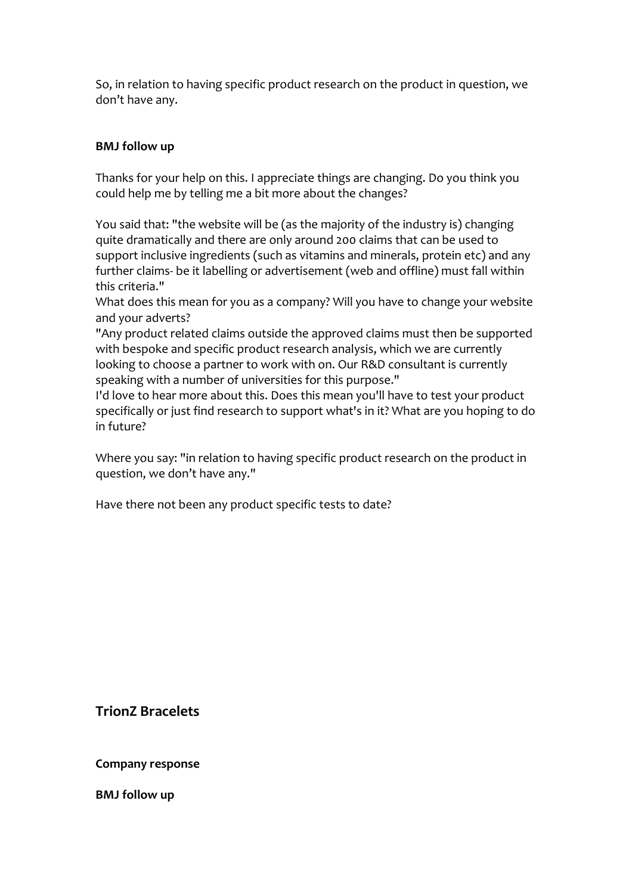So, in relation to having specific product research on the product in question, we don't have any.

**BMJ follow up**

Thanks for your help on this. I appreciate things are changing. Do you think you could help me by telling me a bit more about the changes?

You said that: "the website will be (as the majority of the industry is) changing quite dramatically and there are only around 200 claims that can be used to support inclusive ingredients (such as vitamins and minerals, protein etc) and any further claims- be it labelling or advertisement (web and offline) must fall within this criteria."
What does this mean for you as a company? Will you have to change your website and your adverts?
"Any product related claims outside the approved claims must then be supported with bespoke and specific product research analysis, which we are currently looking to choose a partner to work with on. Our R&D consultant is currently speaking with a number of universities for this purpose."
I'd love to hear more about this. Does this mean you'll have to test your product specifically or just find research to support what's in it? What are you hoping to do in future?

Where you say: "in relation to having specific product research on the product in question, we don't have any."

Have there not been any product specific tests to date?

## TrionZ Bracelets

**Company response**

**BMJ follow up**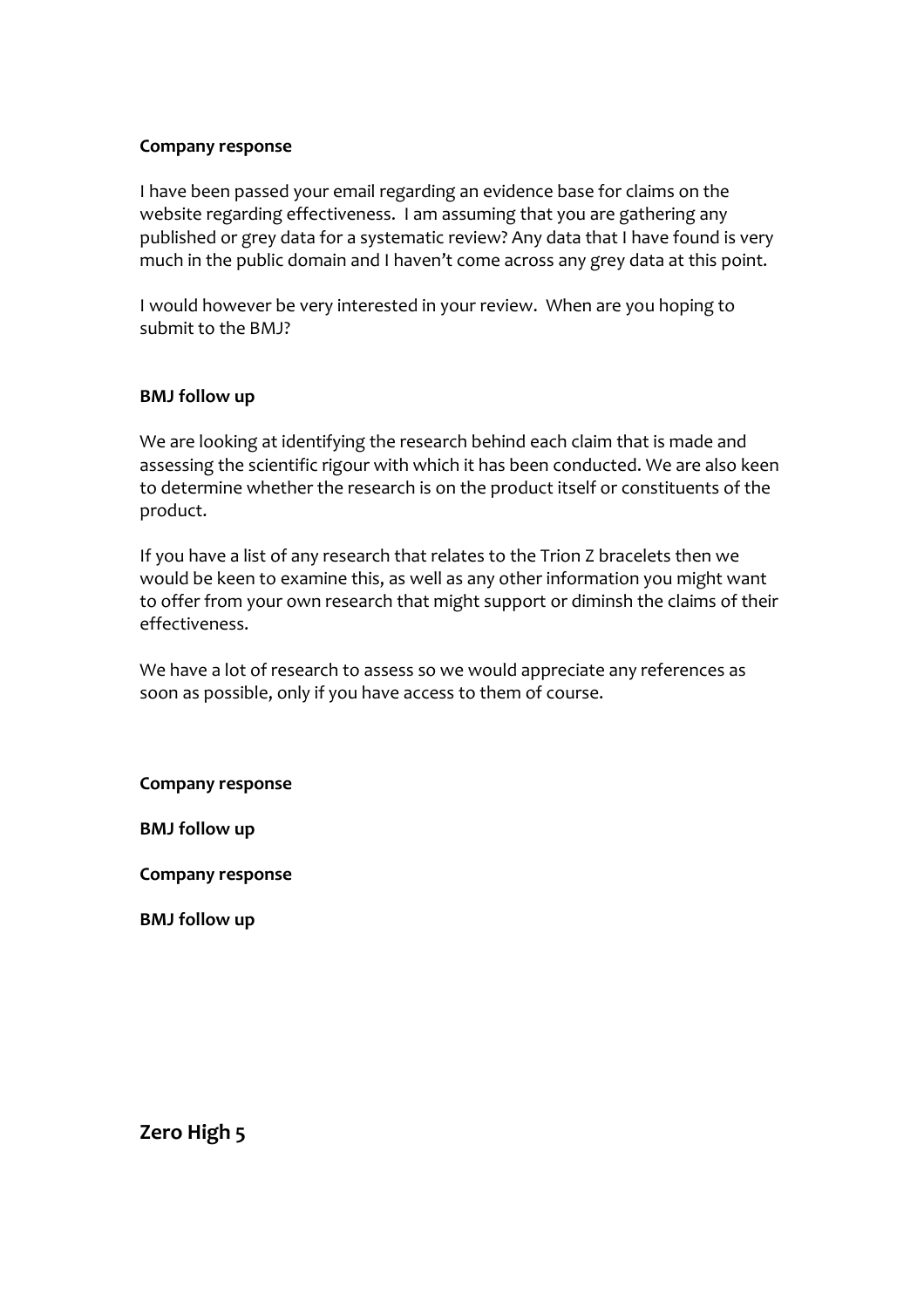**Company response**

I have been passed your email regarding an evidence base for claims on the website regarding effectiveness. I am assuming that you are gathering any published or grey data for a systematic review? Any data that I have found is very much in the public domain and I haven't come across any grey data at this point.

I would however be very interested in your review. When are you hoping to submit to the BMJ?

**BMJ follow up**

We are looking at identifying the research behind each claim that is made and assessing the scientific rigour with which it has been conducted. We are also keen to determine whether the research is on the product itself or constituents of the product.

If you have a list of any research that relates to the Trion Z bracelets then we would be keen to examine this, as well as any other information you might want to offer from your own research that might support or diminsh the claims of their effectiveness.

We have a lot of research to assess so we would appreciate any references as soon as possible, only if you have access to them of course.

**Company response**

**BMJ follow up**

**Company response**

**BMJ follow up**

## Zero High 5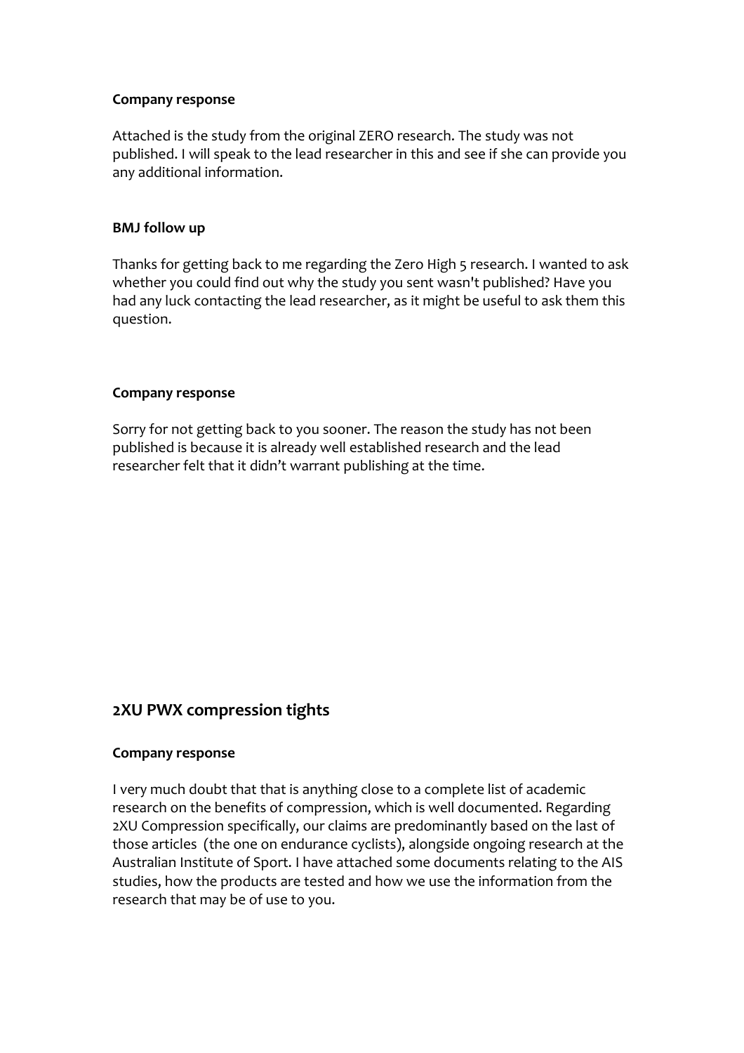**Company response**

Attached is the study from the original ZERO research. The study was not published. I will speak to the lead researcher in this and see if she can provide you any additional information.

**BMJ follow up**

Thanks for getting back to me regarding the Zero High 5 research. I wanted to ask whether you could find out why the study you sent wasn't published? Have you had any luck contacting the lead researcher, as it might be useful to ask them this question.

**Company response**

Sorry for not getting back to you sooner. The reason the study has not been published is because it is already well established research and the lead researcher felt that it didn't warrant publishing at the time.

## 2XU PWX compression tights

**Company response**

I very much doubt that that is anything close to a complete list of academic research on the benefits of compression, which is well documented. Regarding 2XU Compression specifically, our claims are predominantly based on the last of those articles (the one on endurance cyclists), alongside ongoing research at the Australian Institute of Sport. I have attached some documents relating to the AIS studies, how the products are tested and how we use the information from the research that may be of use to you.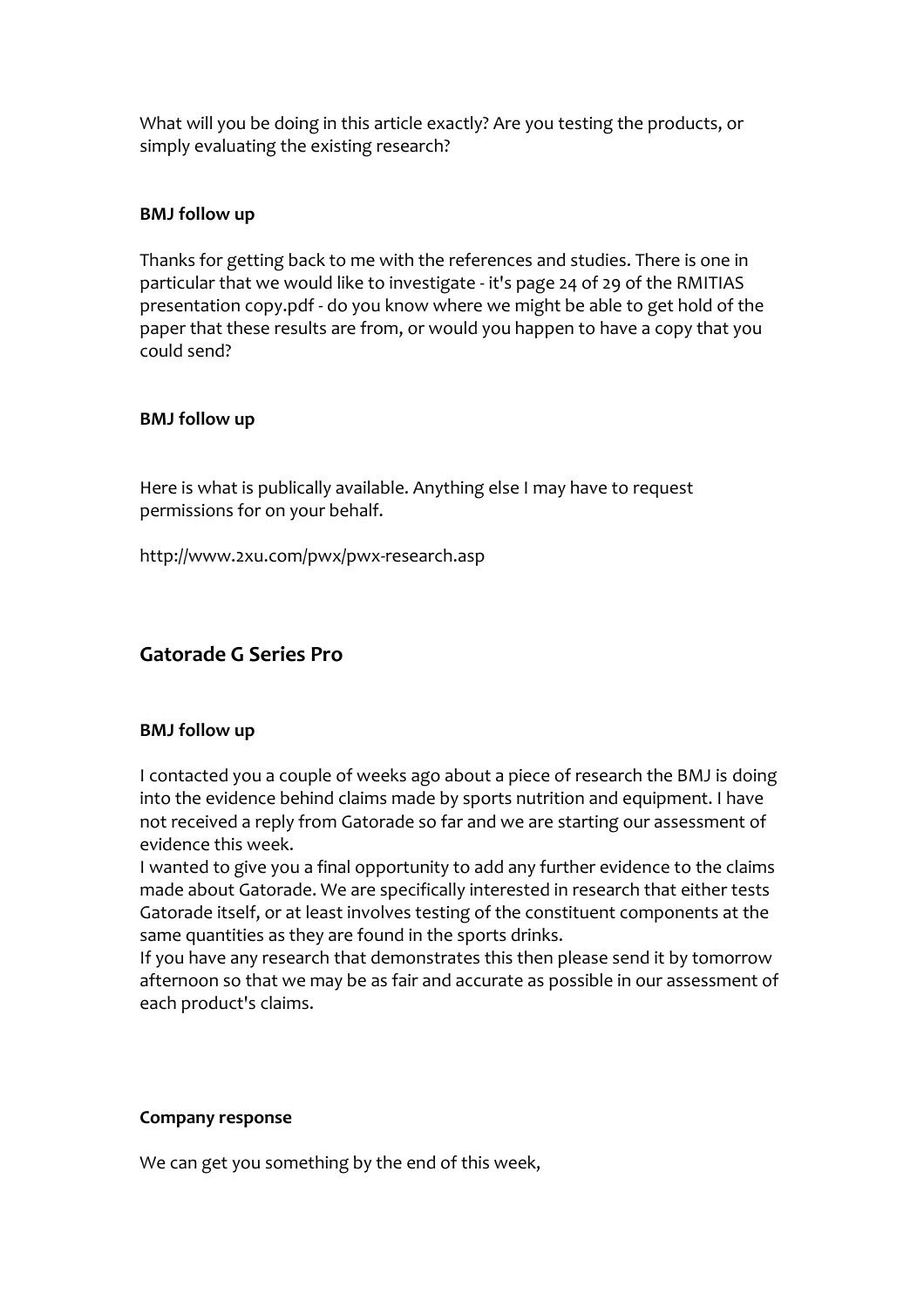What will you be doing in this article exactly? Are you testing the products, or simply evaluating the existing research?

**BMJ follow up**

Thanks for getting back to me with the references and studies. There is one in particular that we would like to investigate - it's page 24 of 29 of the RMITIAS presentation copy.pdf - do you know where we might be able to get hold of the paper that these results are from, or would you happen to have a copy that you could send?

**BMJ follow up**

Here is what is publically available. Anything else I may have to request permissions for on your behalf.

http://www.2xu.com/pwx/pwx-research.asp

## Gatorade G Series Pro

**BMJ follow up**

I contacted you a couple of weeks ago about a piece of research the BMJ is doing into the evidence behind claims made by sports nutrition and equipment. I have not received a reply from Gatorade so far and we are starting our assessment of evidence this week.
I wanted to give you a final opportunity to add any further evidence to the claims made about Gatorade. We are specifically interested in research that either tests Gatorade itself, or at least involves testing of the constituent components at the same quantities as they are found in the sports drinks.
If you have any research that demonstrates this then please send it by tomorrow afternoon so that we may be as fair and accurate as possible in our assessment of each product's claims.

**Company response**

We can get you something by the end of this week,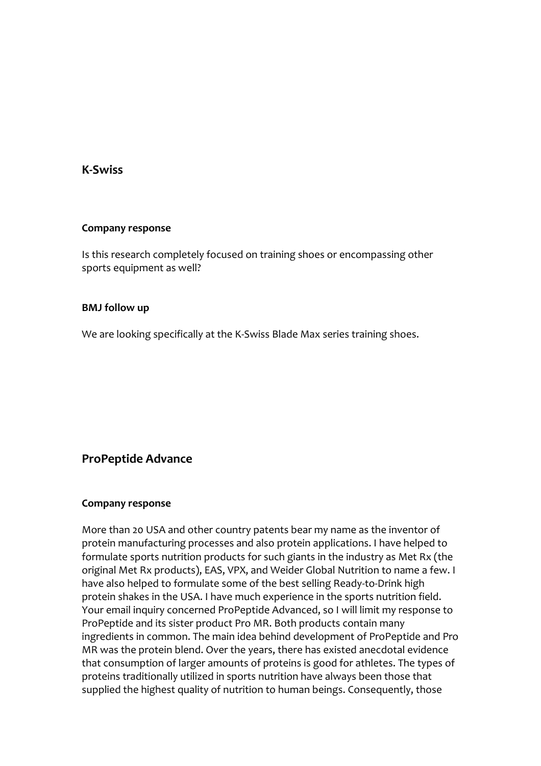## K-Swiss

#### Company response

Is this research completely focused on training shoes or encompassing other sports equipment as well?

#### BMJ follow up

We are looking specifically at the K-Swiss Blade Max series training shoes.

## ProPeptide Advance

#### Company response

More than 20 USA and other country patents bear my name as the inventor of protein manufacturing processes and also protein applications. I have helped to formulate sports nutrition products for such giants in the industry as Met Rx (the original Met Rx products), EAS, VPX, and Weider Global Nutrition to name a few. I have also helped to formulate some of the best selling Ready-to-Drink high protein shakes in the USA. I have much experience in the sports nutrition field. Your email inquiry concerned ProPeptide Advanced, so I will limit my response to ProPeptide and its sister product Pro MR. Both products contain many ingredients in common. The main idea behind development of ProPeptide and Pro MR was the protein blend. Over the years, there has existed anecdotal evidence that consumption of larger amounts of proteins is good for athletes. The types of proteins traditionally utilized in sports nutrition have always been those that supplied the highest quality of nutrition to human beings. Consequently, those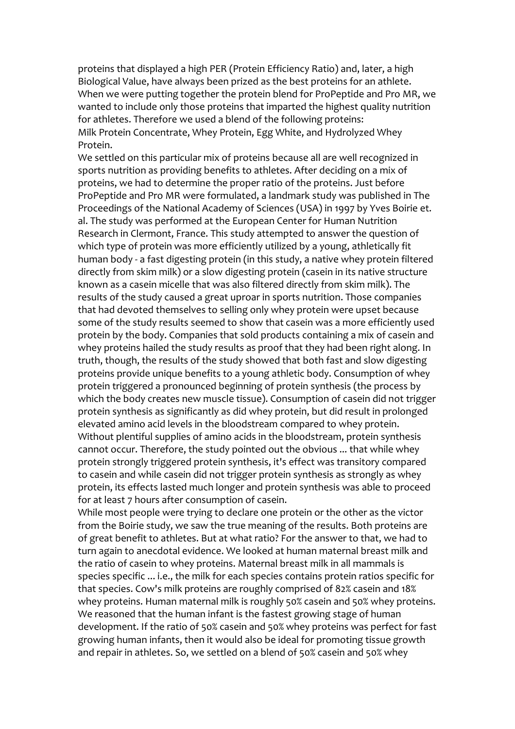proteins that displayed a high PER (Protein Efficiency Ratio) and, later, a high Biological Value, have always been prized as the best proteins for an athlete. When we were putting together the protein blend for ProPeptide and Pro MR, we wanted to include only those proteins that imparted the highest quality nutrition for athletes. Therefore we used a blend of the following proteins:
Milk Protein Concentrate, Whey Protein, Egg White, and Hydrolyzed Whey Protein.

We settled on this particular mix of proteins because all are well recognized in sports nutrition as providing benefits to athletes. After deciding on a mix of proteins, we had to determine the proper ratio of the proteins. Just before ProPeptide and Pro MR were formulated, a landmark study was published in The Proceedings of the National Academy of Sciences (USA) in 1997 by Yves Boirie et. al. The study was performed at the European Center for Human Nutrition Research in Clermont, France. This study attempted to answer the question of which type of protein was more efficiently utilized by a young, athletically fit human body - a fast digesting protein (in this study, a native whey protein filtered directly from skim milk) or a slow digesting protein (casein in its native structure known as a casein micelle that was also filtered directly from skim milk). The results of the study caused a great uproar in sports nutrition. Those companies that had devoted themselves to selling only whey protein were upset because some of the study results seemed to show that casein was a more efficiently used protein by the body. Companies that sold products containing a mix of casein and whey proteins hailed the study results as proof that they had been right along. In truth, though, the results of the study showed that both fast and slow digesting proteins provide unique benefits to a young athletic body. Consumption of whey protein triggered a pronounced beginning of protein synthesis (the process by which the body creates new muscle tissue). Consumption of casein did not trigger protein synthesis as significantly as did whey protein, but did result in prolonged elevated amino acid levels in the bloodstream compared to whey protein. Without plentiful supplies of amino acids in the bloodstream, protein synthesis cannot occur. Therefore, the study pointed out the obvious ... that while whey protein strongly triggered protein synthesis, it's effect was transitory compared to casein and while casein did not trigger protein synthesis as strongly as whey protein, its effects lasted much longer and protein synthesis was able to proceed for at least 7 hours after consumption of casein.

While most people were trying to declare one protein or the other as the victor from the Boirie study, we saw the true meaning of the results. Both proteins are of great benefit to athletes. But at what ratio? For the answer to that, we had to turn again to anecdotal evidence. We looked at human maternal breast milk and the ratio of casein to whey proteins. Maternal breast milk in all mammals is species specific ... i.e., the milk for each species contains protein ratios specific for that species. Cow's milk proteins are roughly comprised of 82% casein and 18% whey proteins. Human maternal milk is roughly 50% casein and 50% whey proteins. We reasoned that the human infant is the fastest growing stage of human development. If the ratio of 50% casein and 50% whey proteins was perfect for fast growing human infants, then it would also be ideal for promoting tissue growth and repair in athletes. So, we settled on a blend of 50% casein and 50% whey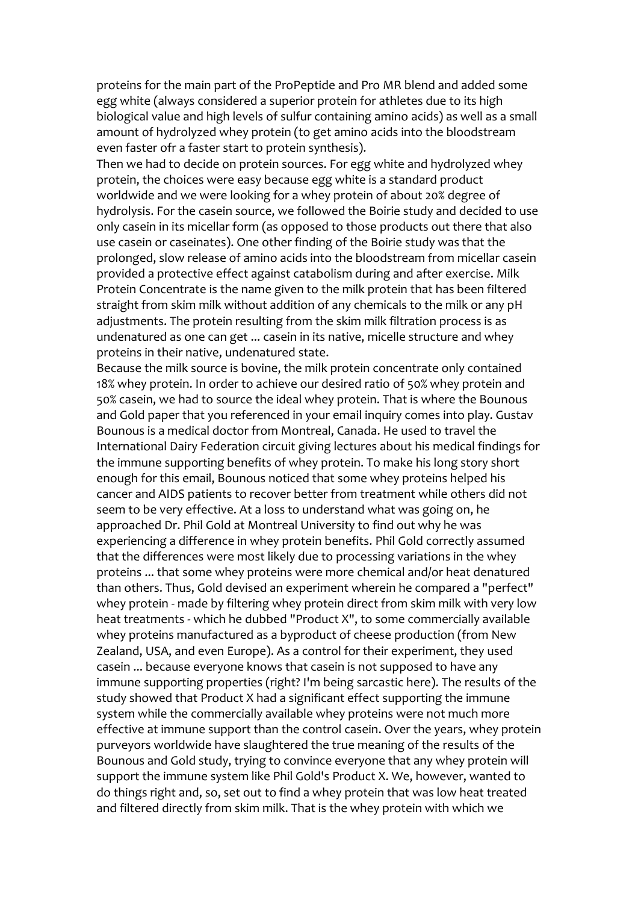proteins for the main part of the ProPeptide and Pro MR blend and added some egg white (always considered a superior protein for athletes due to its high biological value and high levels of sulfur containing amino acids) as well as a small amount of hydrolyzed whey protein (to get amino acids into the bloodstream even faster ofr a faster start to protein synthesis).

Then we had to decide on protein sources. For egg white and hydrolyzed whey protein, the choices were easy because egg white is a standard product worldwide and we were looking for a whey protein of about 20% degree of hydrolysis. For the casein source, we followed the Boirie study and decided to use only casein in its micellar form (as opposed to those products out there that also use casein or caseinates). One other finding of the Boirie study was that the prolonged, slow release of amino acids into the bloodstream from micellar casein provided a protective effect against catabolism during and after exercise. Milk Protein Concentrate is the name given to the milk protein that has been filtered straight from skim milk without addition of any chemicals to the milk or any pH adjustments. The protein resulting from the skim milk filtration process is as undenatured as one can get ... casein in its native, micelle structure and whey proteins in their native, undenatured state.

Because the milk source is bovine, the milk protein concentrate only contained 18% whey protein. In order to achieve our desired ratio of 50% whey protein and 50% casein, we had to source the ideal whey protein. That is where the Bounous and Gold paper that you referenced in your email inquiry comes into play. Gustav Bounous is a medical doctor from Montreal, Canada. He used to travel the International Dairy Federation circuit giving lectures about his medical findings for the immune supporting benefits of whey protein. To make his long story short enough for this email, Bounous noticed that some whey proteins helped his cancer and AIDS patients to recover better from treatment while others did not seem to be very effective. At a loss to understand what was going on, he approached Dr. Phil Gold at Montreal University to find out why he was experiencing a difference in whey protein benefits. Phil Gold correctly assumed that the differences were most likely due to processing variations in the whey proteins ... that some whey proteins were more chemical and/or heat denatured than others. Thus, Gold devised an experiment wherein he compared a "perfect" whey protein - made by filtering whey protein direct from skim milk with very low heat treatments - which he dubbed "Product X", to some commercially available whey proteins manufactured as a byproduct of cheese production (from New Zealand, USA, and even Europe). As a control for their experiment, they used casein ... because everyone knows that casein is not supposed to have any immune supporting properties (right? I'm being sarcastic here). The results of the study showed that Product X had a significant effect supporting the immune system while the commercially available whey proteins were not much more effective at immune support than the control casein. Over the years, whey protein purveyors worldwide have slaughtered the true meaning of the results of the Bounous and Gold study, trying to convince everyone that any whey protein will support the immune system like Phil Gold's Product X. We, however, wanted to do things right and, so, set out to find a whey protein that was low heat treated and filtered directly from skim milk. That is the whey protein with which we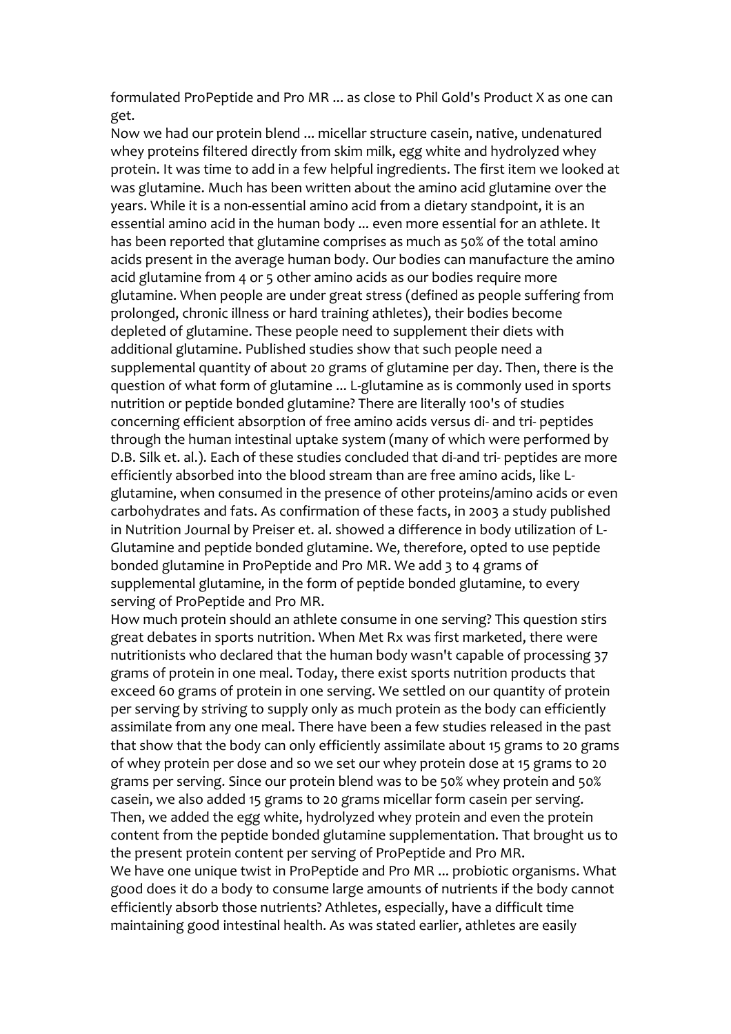formulated ProPeptide and Pro MR ... as close to Phil Gold's Product X as one can get.

Now we had our protein blend ... micellar structure casein, native, undenatured whey proteins filtered directly from skim milk, egg white and hydrolyzed whey protein. It was time to add in a few helpful ingredients. The first item we looked at was glutamine. Much has been written about the amino acid glutamine over the years. While it is a non-essential amino acid from a dietary standpoint, it is an essential amino acid in the human body ... even more essential for an athlete. It has been reported that glutamine comprises as much as 50% of the total amino acids present in the average human body. Our bodies can manufacture the amino acid glutamine from 4 or 5 other amino acids as our bodies require more glutamine. When people are under great stress (defined as people suffering from prolonged, chronic illness or hard training athletes), their bodies become depleted of glutamine. These people need to supplement their diets with additional glutamine. Published studies show that such people need a supplemental quantity of about 20 grams of glutamine per day. Then, there is the question of what form of glutamine ... L-glutamine as is commonly used in sports nutrition or peptide bonded glutamine? There are literally 100's of studies concerning efficient absorption of free amino acids versus di- and tri- peptides through the human intestinal uptake system (many of which were performed by D.B. Silk et. al.). Each of these studies concluded that di-and tri- peptides are more efficiently absorbed into the blood stream than are free amino acids, like L-glutamine, when consumed in the presence of other proteins/amino acids or even carbohydrates and fats. As confirmation of these facts, in 2003 a study published in Nutrition Journal by Preiser et. al. showed a difference in body utilization of L-Glutamine and peptide bonded glutamine. We, therefore, opted to use peptide bonded glutamine in ProPeptide and Pro MR. We add 3 to 4 grams of supplemental glutamine, in the form of peptide bonded glutamine, to every serving of ProPeptide and Pro MR.

How much protein should an athlete consume in one serving? This question stirs great debates in sports nutrition. When Met Rx was first marketed, there were nutritionists who declared that the human body wasn't capable of processing 37 grams of protein in one meal. Today, there exist sports nutrition products that exceed 60 grams of protein in one serving. We settled on our quantity of protein per serving by striving to supply only as much protein as the body can efficiently assimilate from any one meal. There have been a few studies released in the past that show that the body can only efficiently assimilate about 15 grams to 20 grams of whey protein per dose and so we set our whey protein dose at 15 grams to 20 grams per serving. Since our protein blend was to be 50% whey protein and 50% casein, we also added 15 grams to 20 grams micellar form casein per serving. Then, we added the egg white, hydrolyzed whey protein and even the protein content from the peptide bonded glutamine supplementation. That brought us to the present protein content per serving of ProPeptide and Pro MR.

We have one unique twist in ProPeptide and Pro MR ... probiotic organisms. What good does it do a body to consume large amounts of nutrients if the body cannot efficiently absorb those nutrients? Athletes, especially, have a difficult time maintaining good intestinal health. As was stated earlier, athletes are easily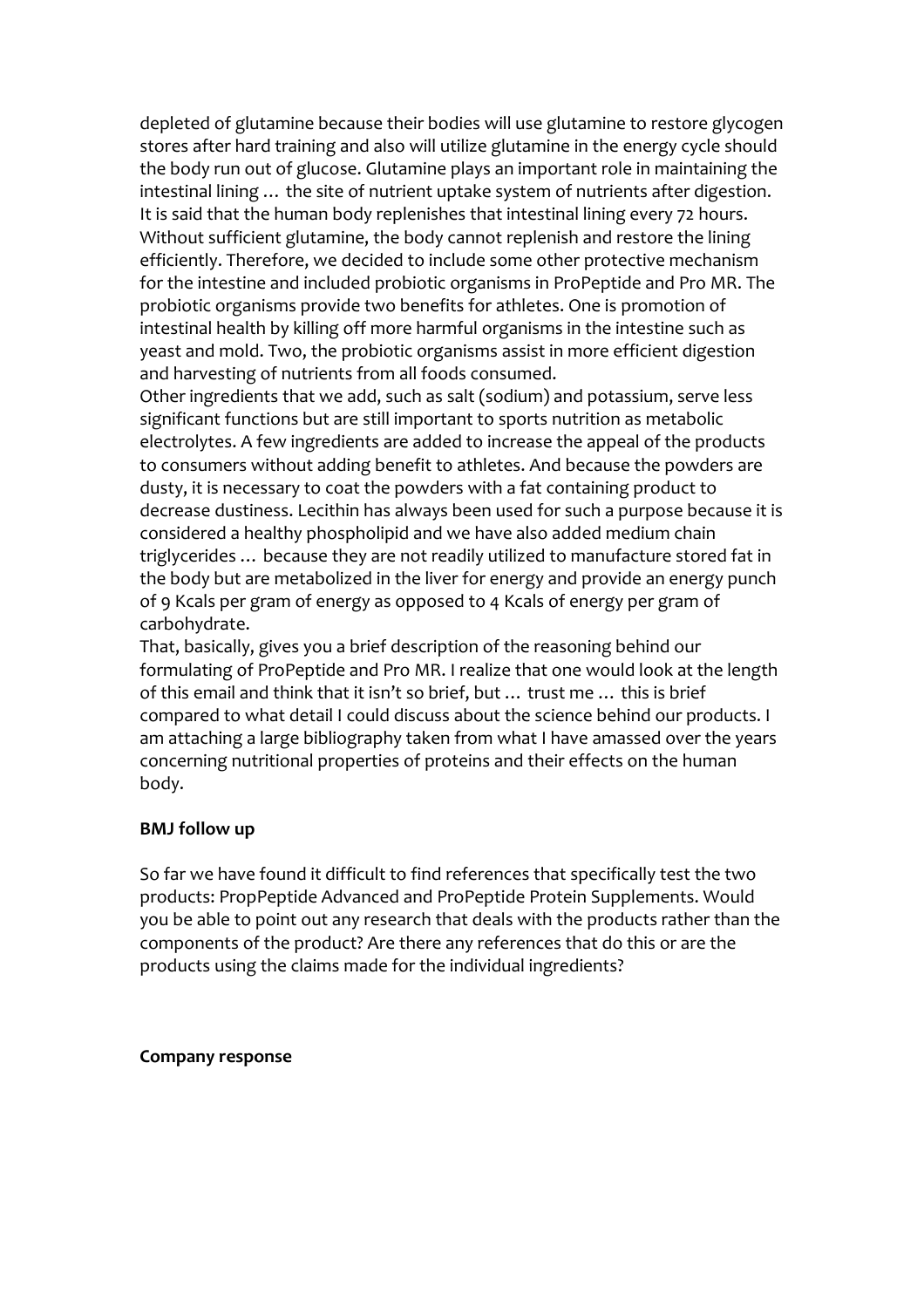depleted of glutamine because their bodies will use glutamine to restore glycogen stores after hard training and also will utilize glutamine in the energy cycle should the body run out of glucose. Glutamine plays an important role in maintaining the intestinal lining … the site of nutrient uptake system of nutrients after digestion. It is said that the human body replenishes that intestinal lining every 72 hours. Without sufficient glutamine, the body cannot replenish and restore the lining efficiently. Therefore, we decided to include some other protective mechanism for the intestine and included probiotic organisms in ProPeptide and Pro MR. The probiotic organisms provide two benefits for athletes. One is promotion of intestinal health by killing off more harmful organisms in the intestine such as yeast and mold. Two, the probiotic organisms assist in more efficient digestion and harvesting of nutrients from all foods consumed.

Other ingredients that we add, such as salt (sodium) and potassium, serve less significant functions but are still important to sports nutrition as metabolic electrolytes. A few ingredients are added to increase the appeal of the products to consumers without adding benefit to athletes. And because the powders are dusty, it is necessary to coat the powders with a fat containing product to decrease dustiness. Lecithin has always been used for such a purpose because it is considered a healthy phospholipid and we have also added medium chain triglycerides … because they are not readily utilized to manufacture stored fat in the body but are metabolized in the liver for energy and provide an energy punch of 9 Kcals per gram of energy as opposed to 4 Kcals of energy per gram of carbohydrate.

That, basically, gives you a brief description of the reasoning behind our formulating of ProPeptide and Pro MR. I realize that one would look at the length of this email and think that it isn't so brief, but … trust me … this is brief compared to what detail I could discuss about the science behind our products. I am attaching a large bibliography taken from what I have amassed over the years concerning nutritional properties of proteins and their effects on the human body.

**BMJ follow up**

So far we have found it difficult to find references that specifically test the two products: PropPeptide Advanced and ProPeptide Protein Supplements. Would you be able to point out any research that deals with the products rather than the components of the product? Are there any references that do this or are the products using the claims made for the individual ingredients?

**Company response**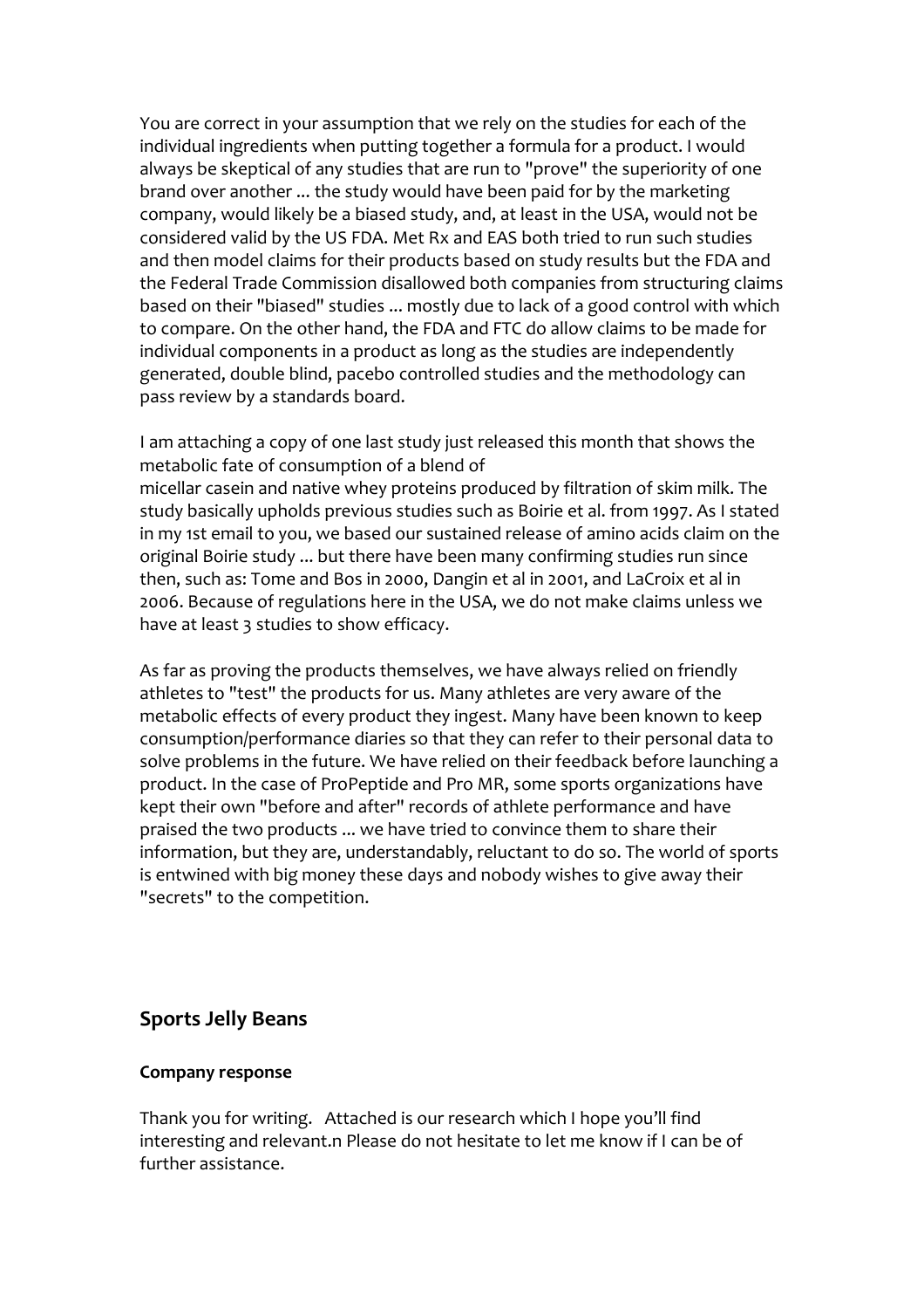You are correct in your assumption that we rely on the studies for each of the individual ingredients when putting together a formula for a product. I would always be skeptical of any studies that are run to "prove" the superiority of one brand over another ... the study would have been paid for by the marketing company, would likely be a biased study, and, at least in the USA, would not be considered valid by the US FDA. Met Rx and EAS both tried to run such studies and then model claims for their products based on study results but the FDA and the Federal Trade Commission disallowed both companies from structuring claims based on their "biased" studies ... mostly due to lack of a good control with which to compare. On the other hand, the FDA and FTC do allow claims to be made for individual components in a product as long as the studies are independently generated, double blind, pacebo controlled studies and the methodology can pass review by a standards board.

I am attaching a copy of one last study just released this month that shows the metabolic fate of consumption of a blend of
micellar casein and native whey proteins produced by filtration of skim milk. The study basically upholds previous studies such as Boirie et al. from 1997. As I stated in my 1st email to you, we based our sustained release of amino acids claim on the original Boirie study ... but there have been many confirming studies run since then, such as: Tome and Bos in 2000, Dangin et al in 2001, and LaCroix et al in 2006. Because of regulations here in the USA, we do not make claims unless we have at least 3 studies to show efficacy.

As far as proving the products themselves, we have always relied on friendly athletes to "test" the products for us. Many athletes are very aware of the metabolic effects of every product they ingest. Many have been known to keep consumption/performance diaries so that they can refer to their personal data to solve problems in the future. We have relied on their feedback before launching a product. In the case of ProPeptide and Pro MR, some sports organizations have kept their own "before and after" records of athlete performance and have praised the two products ... we have tried to convince them to share their information, but they are, understandably, reluctant to do so. The world of sports is entwined with big money these days and nobody wishes to give away their "secrets" to the competition.

## Sports Jelly Beans

**Company response**

Thank you for writing. Attached is our research which I hope you'll find interesting and relevant.n Please do not hesitate to let me know if I can be of further assistance.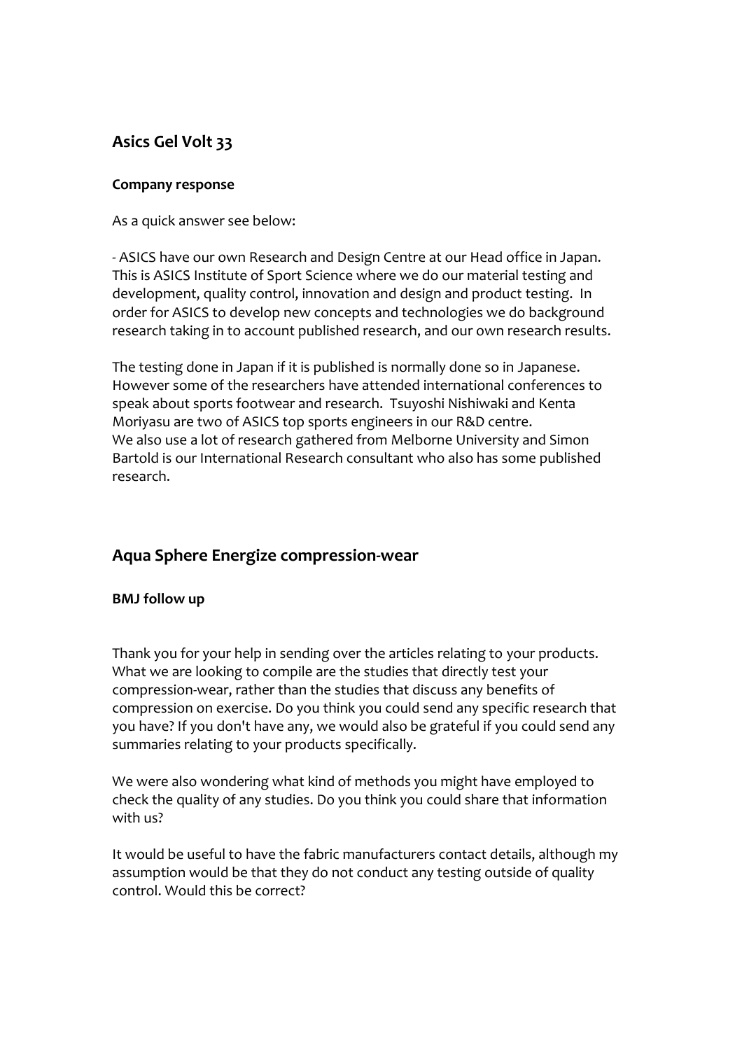## Asics Gel Volt 33

**Company response**

As a quick answer see below:

- ASICS have our own Research and Design Centre at our Head office in Japan. This is ASICS Institute of Sport Science where we do our material testing and development, quality control, innovation and design and product testing. In order for ASICS to develop new concepts and technologies we do background research taking in to account published research, and our own research results.

The testing done in Japan if it is published is normally done so in Japanese. However some of the researchers have attended international conferences to speak about sports footwear and research. Tsuyoshi Nishiwaki and Kenta Moriyasu are two of ASICS top sports engineers in our R&D centre.
We also use a lot of research gathered from Melborne University and Simon Bartold is our International Research consultant who also has some published research.

## Aqua Sphere Energize compression-wear

**BMJ follow up**

Thank you for your help in sending over the articles relating to your products. What we are looking to compile are the studies that directly test your compression-wear, rather than the studies that discuss any benefits of compression on exercise. Do you think you could send any specific research that you have? If you don't have any, we would also be grateful if you could send any summaries relating to your products specifically.

We were also wondering what kind of methods you might have employed to check the quality of any studies. Do you think you could share that information with us?

It would be useful to have the fabric manufacturers contact details, although my assumption would be that they do not conduct any testing outside of quality control. Would this be correct?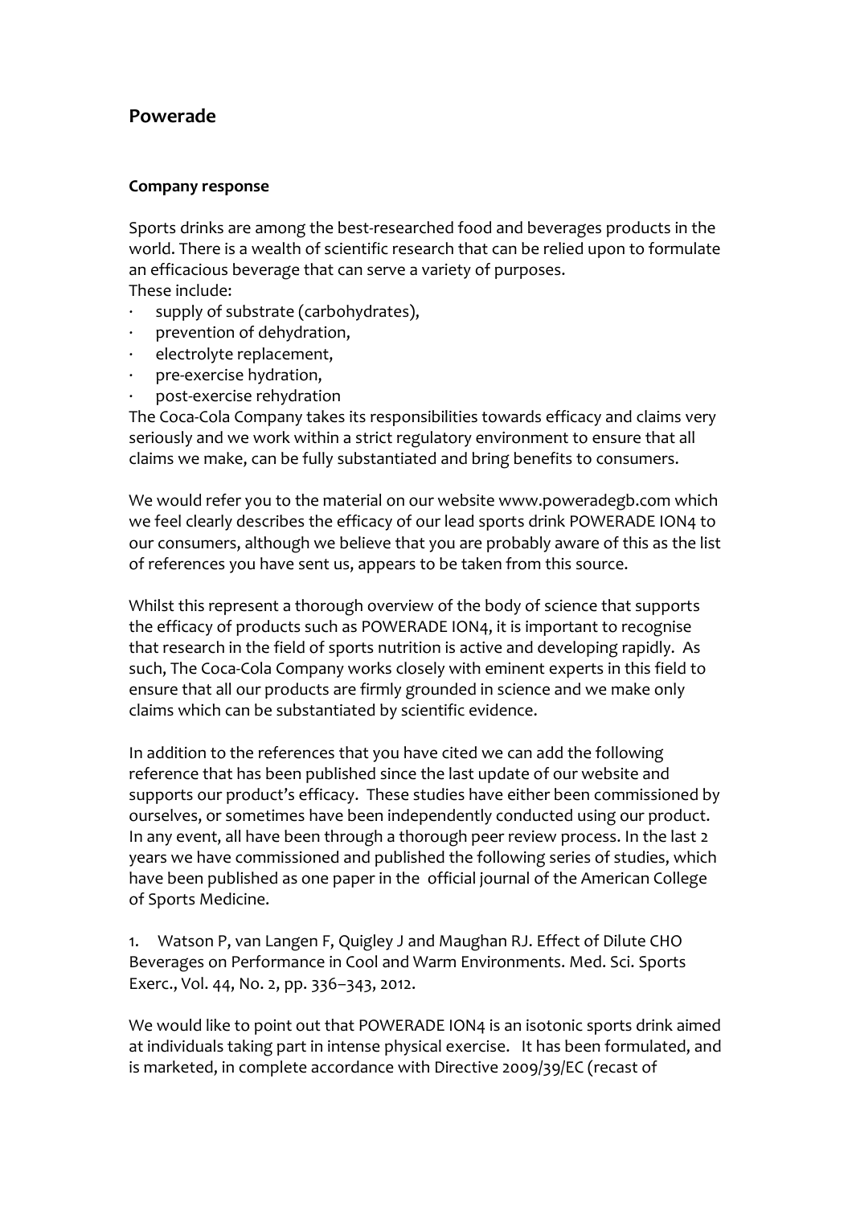## Powerade

### Company response

Sports drinks are among the best-researched food and beverages products in the world. There is a wealth of scientific research that can be relied upon to formulate an efficacious beverage that can serve a variety of purposes.
These include:

- supply of substrate (carbohydrates),
- prevention of dehydration,
- electrolyte replacement,
- pre-exercise hydration,
- post-exercise rehydration

The Coca-Cola Company takes its responsibilities towards efficacy and claims very seriously and we work within a strict regulatory environment to ensure that all claims we make, can be fully substantiated and bring benefits to consumers.

We would refer you to the material on our website www.poweradegb.com which we feel clearly describes the efficacy of our lead sports drink POWERADE ION4 to our consumers, although we believe that you are probably aware of this as the list of references you have sent us, appears to be taken from this source.

Whilst this represent a thorough overview of the body of science that supports the efficacy of products such as POWERADE ION4, it is important to recognise that research in the field of sports nutrition is active and developing rapidly. As such, The Coca-Cola Company works closely with eminent experts in this field to ensure that all our products are firmly grounded in science and we make only claims which can be substantiated by scientific evidence.

In addition to the references that you have cited we can add the following reference that has been published since the last update of our website and supports our product's efficacy. These studies have either been commissioned by ourselves, or sometimes have been independently conducted using our product. In any event, all have been through a thorough peer review process. In the last 2 years we have commissioned and published the following series of studies, which have been published as one paper in the official journal of the American College of Sports Medicine.

1. Watson P, van Langen F, Quigley J and Maughan RJ. Effect of Dilute CHO Beverages on Performance in Cool and Warm Environments. Med. Sci. Sports Exerc., Vol. 44, No. 2, pp. 336–343, 2012.

We would like to point out that POWERADE ION4 is an isotonic sports drink aimed at individuals taking part in intense physical exercise. It has been formulated, and is marketed, in complete accordance with Directive 2009/39/EC (recast of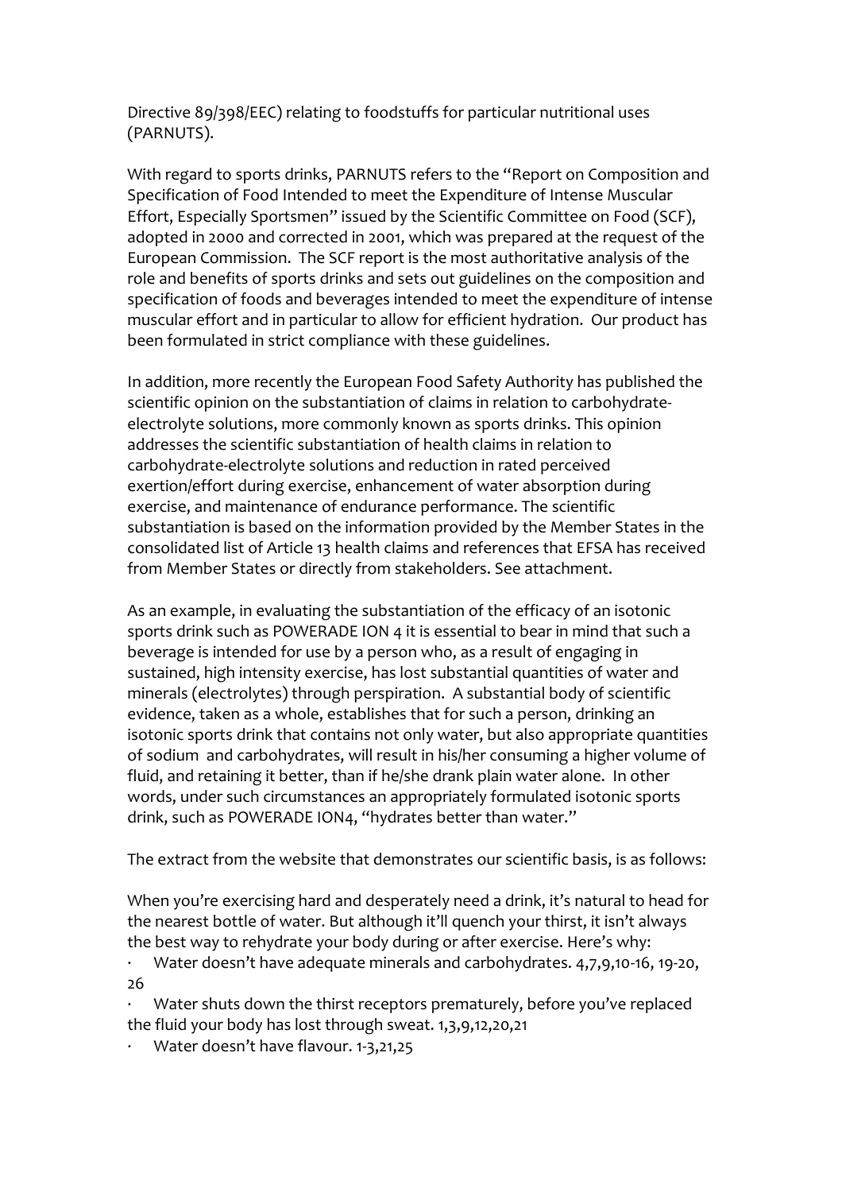Directive 89/398/EEC) relating to foodstuffs for particular nutritional uses (PARNUTS).

With regard to sports drinks, PARNUTS refers to the "Report on Composition and Specification of Food Intended to meet the Expenditure of Intense Muscular Effort, Especially Sportsmen" issued by the Scientific Committee on Food (SCF), adopted in 2000 and corrected in 2001, which was prepared at the request of the European Commission. The SCF report is the most authoritative analysis of the role and benefits of sports drinks and sets out guidelines on the composition and specification of foods and beverages intended to meet the expenditure of intense muscular effort and in particular to allow for efficient hydration. Our product has been formulated in strict compliance with these guidelines.

In addition, more recently the European Food Safety Authority has published the scientific opinion on the substantiation of claims in relation to carbohydrate-electrolyte solutions, more commonly known as sports drinks. This opinion addresses the scientific substantiation of health claims in relation to carbohydrate-electrolyte solutions and reduction in rated perceived exertion/effort during exercise, enhancement of water absorption during exercise, and maintenance of endurance performance. The scientific substantiation is based on the information provided by the Member States in the consolidated list of Article 13 health claims and references that EFSA has received from Member States or directly from stakeholders. See attachment.

As an example, in evaluating the substantiation of the efficacy of an isotonic sports drink such as POWERADE ION 4 it is essential to bear in mind that such a beverage is intended for use by a person who, as a result of engaging in sustained, high intensity exercise, has lost substantial quantities of water and minerals (electrolytes) through perspiration. A substantial body of scientific evidence, taken as a whole, establishes that for such a person, drinking an isotonic sports drink that contains not only water, but also appropriate quantities of sodium and carbohydrates, will result in his/her consuming a higher volume of fluid, and retaining it better, than if he/she drank plain water alone. In other words, under such circumstances an appropriately formulated isotonic sports drink, such as POWERADE ION4, "hydrates better than water."

The extract from the website that demonstrates our scientific basis, is as follows:

When you're exercising hard and desperately need a drink, it's natural to head for the nearest bottle of water. But although it'll quench your thirst, it isn't always the best way to rehydrate your body during or after exercise. Here's why:

- Water doesn't have adequate minerals and carbohydrates. 4,7,9,10-16, 19-20, 26
- Water shuts down the thirst receptors prematurely, before you've replaced the fluid your body has lost through sweat. 1,3,9,12,20,21
- Water doesn't have flavour. 1-3,21,25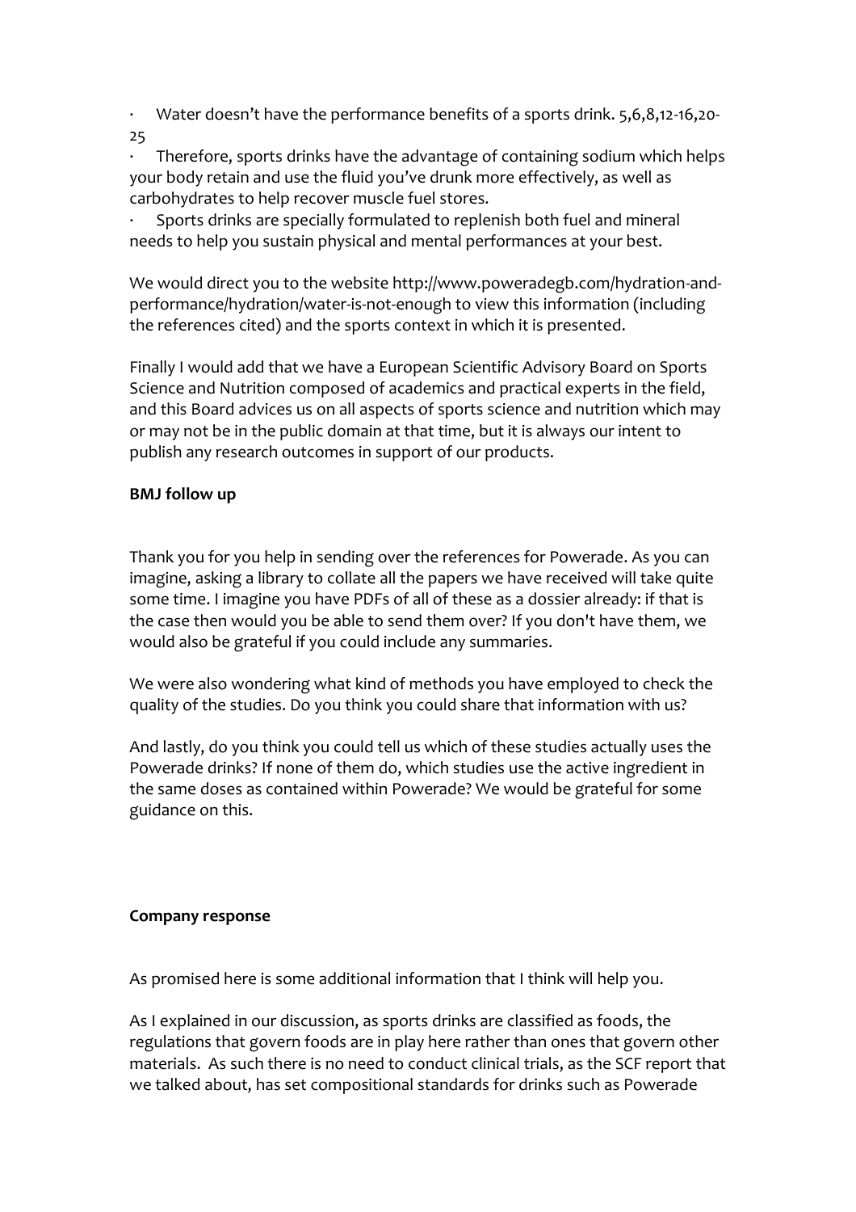- Water doesn't have the performance benefits of a sports drink. 5,6,8,12-16,20-25
- Therefore, sports drinks have the advantage of containing sodium which helps your body retain and use the fluid you've drunk more effectively, as well as carbohydrates to help recover muscle fuel stores.
- Sports drinks are specially formulated to replenish both fuel and mineral needs to help you sustain physical and mental performances at your best.

We would direct you to the website http://www.poweradegb.com/hydration-and-performance/hydration/water-is-not-enough to view this information (including the references cited) and the sports context in which it is presented.

Finally I would add that we have a European Scientific Advisory Board on Sports Science and Nutrition composed of academics and practical experts in the field, and this Board advices us on all aspects of sports science and nutrition which may or may not be in the public domain at that time, but it is always our intent to publish any research outcomes in support of our products.

**BMJ follow up**

Thank you for you help in sending over the references for Powerade. As you can imagine, asking a library to collate all the papers we have received will take quite some time. I imagine you have PDFs of all of these as a dossier already: if that is the case then would you be able to send them over? If you don't have them, we would also be grateful if you could include any summaries.

We were also wondering what kind of methods you have employed to check the quality of the studies. Do you think you could share that information with us?

And lastly, do you think you could tell us which of these studies actually uses the Powerade drinks? If none of them do, which studies use the active ingredient in the same doses as contained within Powerade? We would be grateful for some guidance on this.

**Company response**

As promised here is some additional information that I think will help you.

As I explained in our discussion, as sports drinks are classified as foods, the regulations that govern foods are in play here rather than ones that govern other materials. As such there is no need to conduct clinical trials, as the SCF report that we talked about, has set compositional standards for drinks such as Powerade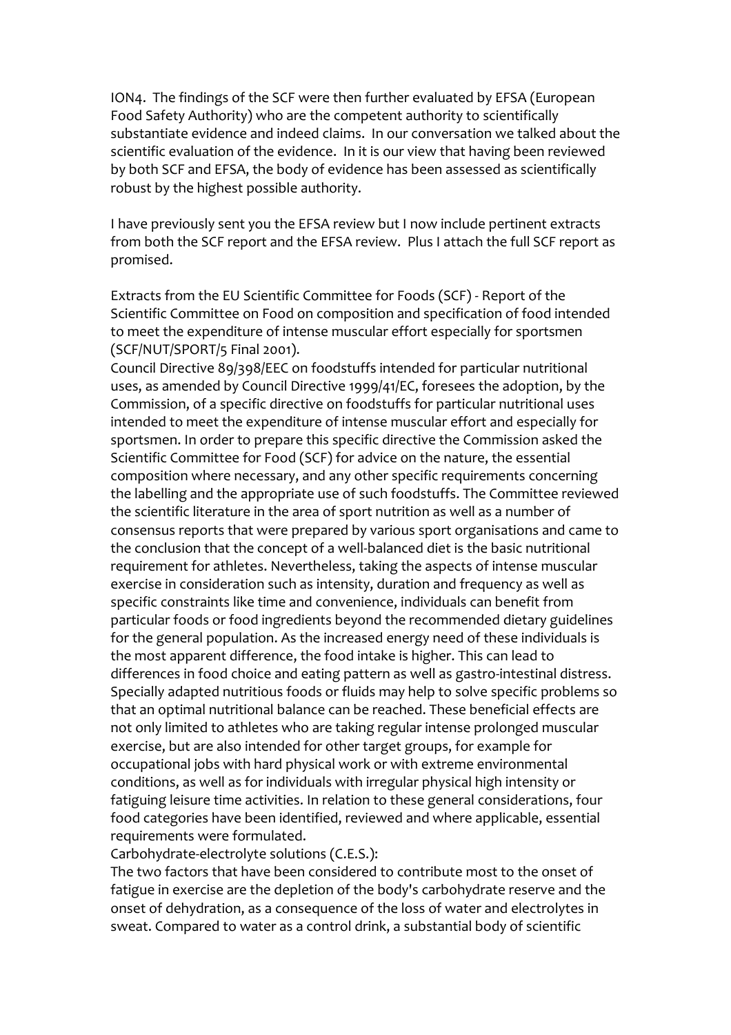ION4. The findings of the SCF were then further evaluated by EFSA (European Food Safety Authority) who are the competent authority to scientifically substantiate evidence and indeed claims. In our conversation we talked about the scientific evaluation of the evidence. In it is our view that having been reviewed by both SCF and EFSA, the body of evidence has been assessed as scientifically robust by the highest possible authority.

I have previously sent you the EFSA review but I now include pertinent extracts from both the SCF report and the EFSA review. Plus I attach the full SCF report as promised.

Extracts from the EU Scientific Committee for Foods (SCF) - Report of the Scientific Committee on Food on composition and specification of food intended to meet the expenditure of intense muscular effort especially for sportsmen (SCF/NUT/SPORT/5 Final 2001).

Council Directive 89/398/EEC on foodstuffs intended for particular nutritional uses, as amended by Council Directive 1999/41/EC, foresees the adoption, by the Commission, of a specific directive on foodstuffs for particular nutritional uses intended to meet the expenditure of intense muscular effort and especially for sportsmen. In order to prepare this specific directive the Commission asked the Scientific Committee for Food (SCF) for advice on the nature, the essential composition where necessary, and any other specific requirements concerning the labelling and the appropriate use of such foodstuffs. The Committee reviewed the scientific literature in the area of sport nutrition as well as a number of consensus reports that were prepared by various sport organisations and came to the conclusion that the concept of a well-balanced diet is the basic nutritional requirement for athletes. Nevertheless, taking the aspects of intense muscular exercise in consideration such as intensity, duration and frequency as well as specific constraints like time and convenience, individuals can benefit from particular foods or food ingredients beyond the recommended dietary guidelines for the general population. As the increased energy need of these individuals is the most apparent difference, the food intake is higher. This can lead to differences in food choice and eating pattern as well as gastro-intestinal distress. Specially adapted nutritious foods or fluids may help to solve specific problems so that an optimal nutritional balance can be reached. These beneficial effects are not only limited to athletes who are taking regular intense prolonged muscular exercise, but are also intended for other target groups, for example for occupational jobs with hard physical work or with extreme environmental conditions, as well as for individuals with irregular physical high intensity or fatiguing leisure time activities. In relation to these general considerations, four food categories have been identified, reviewed and where applicable, essential requirements were formulated.

Carbohydrate-electrolyte solutions (C.E.S.):

The two factors that have been considered to contribute most to the onset of fatigue in exercise are the depletion of the body's carbohydrate reserve and the onset of dehydration, as a consequence of the loss of water and electrolytes in sweat. Compared to water as a control drink, a substantial body of scientific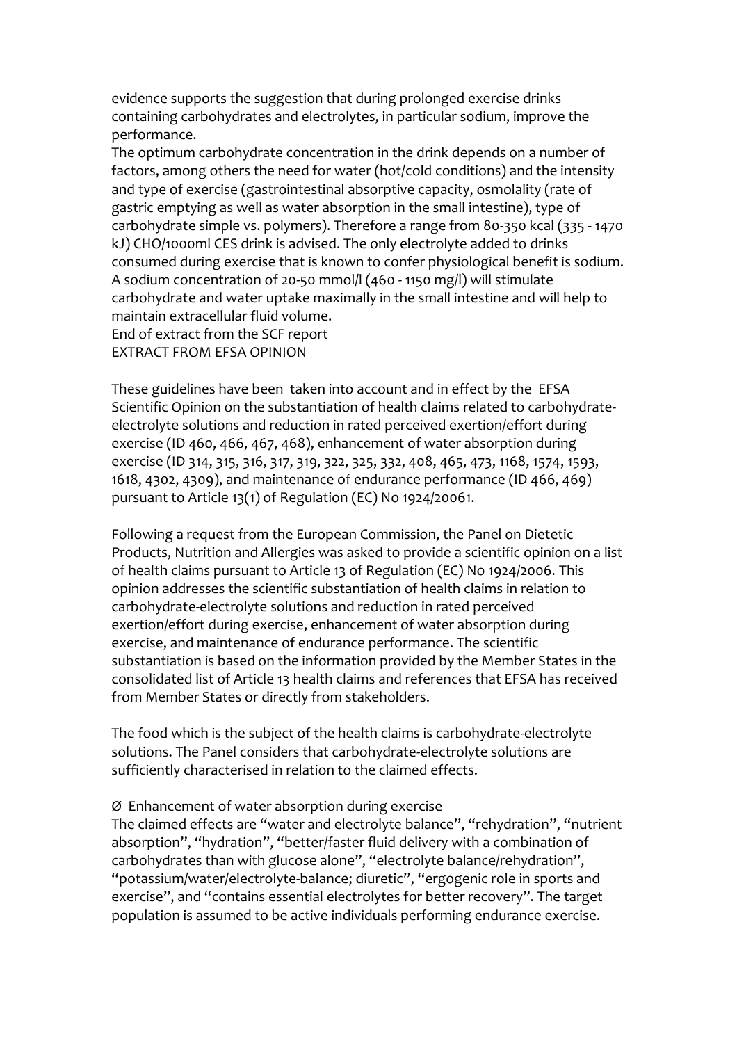evidence supports the suggestion that during prolonged exercise drinks containing carbohydrates and electrolytes, in particular sodium, improve the performance.

The optimum carbohydrate concentration in the drink depends on a number of factors, among others the need for water (hot/cold conditions) and the intensity and type of exercise (gastrointestinal absorptive capacity, osmolality (rate of gastric emptying as well as water absorption in the small intestine), type of carbohydrate simple vs. polymers). Therefore a range from 80-350 kcal (335 - 1470 kJ) CHO/1000ml CES drink is advised. The only electrolyte added to drinks consumed during exercise that is known to confer physiological benefit is sodium. A sodium concentration of 20-50 mmol/l (460 - 1150 mg/l) will stimulate carbohydrate and water uptake maximally in the small intestine and will help to maintain extracellular fluid volume.

End of extract from the SCF report

EXTRACT FROM EFSA OPINION

These guidelines have been taken into account and in effect by the EFSA Scientific Opinion on the substantiation of health claims related to carbohydrate-electrolyte solutions and reduction in rated perceived exertion/effort during exercise (ID 460, 466, 467, 468), enhancement of water absorption during exercise (ID 314, 315, 316, 317, 319, 322, 325, 332, 408, 465, 473, 1168, 1574, 1593, 1618, 4302, 4309), and maintenance of endurance performance (ID 466, 469) pursuant to Article 13(1) of Regulation (EC) No 1924/20061.

Following a request from the European Commission, the Panel on Dietetic Products, Nutrition and Allergies was asked to provide a scientific opinion on a list of health claims pursuant to Article 13 of Regulation (EC) No 1924/2006. This opinion addresses the scientific substantiation of health claims in relation to carbohydrate-electrolyte solutions and reduction in rated perceived exertion/effort during exercise, enhancement of water absorption during exercise, and maintenance of endurance performance. The scientific substantiation is based on the information provided by the Member States in the consolidated list of Article 13 health claims and references that EFSA has received from Member States or directly from stakeholders.

The food which is the subject of the health claims is carbohydrate-electrolyte solutions. The Panel considers that carbohydrate-electrolyte solutions are sufficiently characterised in relation to the claimed effects.

Ø Enhancement of water absorption during exercise

The claimed effects are "water and electrolyte balance", "rehydration", "nutrient absorption", "hydration", "better/faster fluid delivery with a combination of carbohydrates than with glucose alone", "electrolyte balance/rehydration", "potassium/water/electrolyte-balance; diuretic", "ergogenic role in sports and exercise", and "contains essential electrolytes for better recovery". The target population is assumed to be active individuals performing endurance exercise.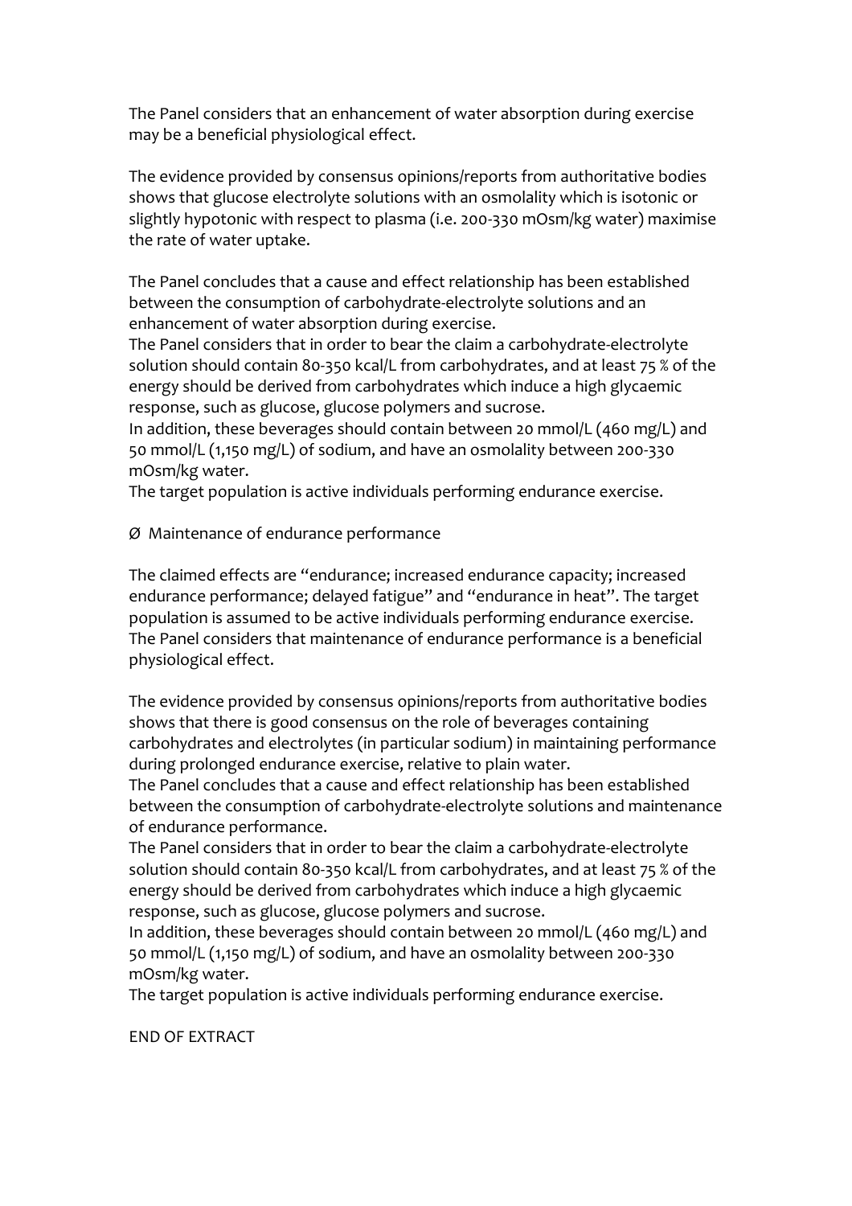The Panel considers that an enhancement of water absorption during exercise may be a beneficial physiological effect.

The evidence provided by consensus opinions/reports from authoritative bodies shows that glucose electrolyte solutions with an osmolality which is isotonic or slightly hypotonic with respect to plasma (i.e. 200-330 mOsm/kg water) maximise the rate of water uptake.

The Panel concludes that a cause and effect relationship has been established between the consumption of carbohydrate-electrolyte solutions and an enhancement of water absorption during exercise.
The Panel considers that in order to bear the claim a carbohydrate-electrolyte solution should contain 80-350 kcal/L from carbohydrates, and at least 75 % of the energy should be derived from carbohydrates which induce a high glycaemic response, such as glucose, glucose polymers and sucrose.
In addition, these beverages should contain between 20 mmol/L (460 mg/L) and 50 mmol/L (1,150 mg/L) of sodium, and have an osmolality between 200-330 mOsm/kg water.
The target population is active individuals performing endurance exercise.

Ø Maintenance of endurance performance

The claimed effects are "endurance; increased endurance capacity; increased endurance performance; delayed fatigue" and "endurance in heat". The target population is assumed to be active individuals performing endurance exercise. The Panel considers that maintenance of endurance performance is a beneficial physiological effect.

The evidence provided by consensus opinions/reports from authoritative bodies shows that there is good consensus on the role of beverages containing carbohydrates and electrolytes (in particular sodium) in maintaining performance during prolonged endurance exercise, relative to plain water.
The Panel concludes that a cause and effect relationship has been established between the consumption of carbohydrate-electrolyte solutions and maintenance of endurance performance.
The Panel considers that in order to bear the claim a carbohydrate-electrolyte solution should contain 80-350 kcal/L from carbohydrates, and at least 75 % of the energy should be derived from carbohydrates which induce a high glycaemic response, such as glucose, glucose polymers and sucrose.
In addition, these beverages should contain between 20 mmol/L (460 mg/L) and 50 mmol/L (1,150 mg/L) of sodium, and have an osmolality between 200-330 mOsm/kg water.
The target population is active individuals performing endurance exercise.

END OF EXTRACT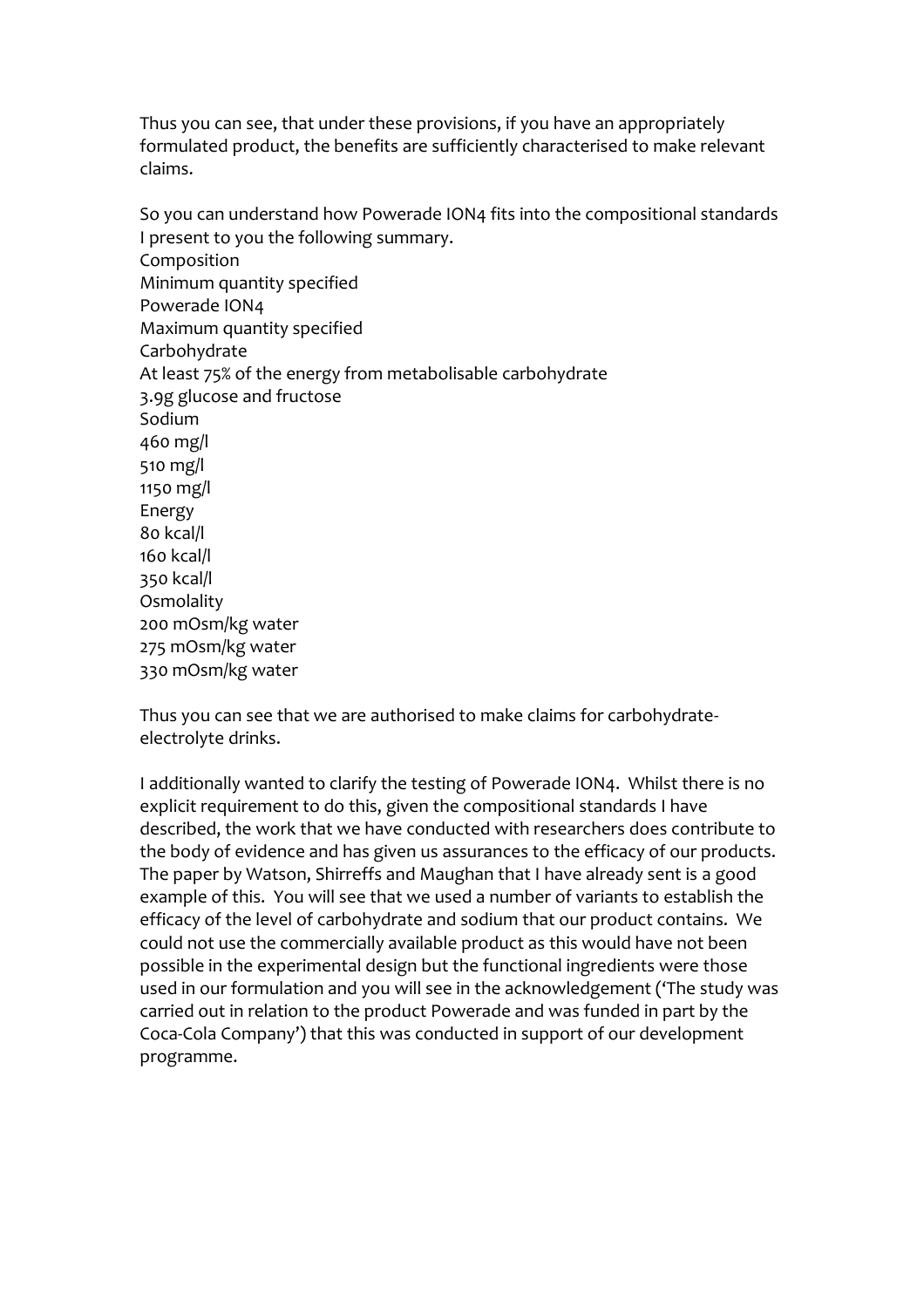Thus you can see, that under these provisions, if you have an appropriately formulated product, the benefits are sufficiently characterised to make relevant claims.

So you can understand how Powerade ION4 fits into the compositional standards I present to you the following summary.

| Composition | Minimum quantity specified | Powerade ION4 | Maximum quantity specified |
|---|---|---|---|
| Carbohydrate | At least 75% of the energy from metabolisable carbohydrate | 3.9g glucose and fructose | |
| Sodium | 460 mg/l | 510 mg/l | 1150 mg/l |
| Energy | 80 kcal/l | 160 kcal/l | 350 kcal/l |
| Osmolality | 200 mOsm/kg water | 275 mOsm/kg water | 330 mOsm/kg water |

Thus you can see that we are authorised to make claims for carbohydrate-electrolyte drinks.

I additionally wanted to clarify the testing of Powerade ION4. Whilst there is no explicit requirement to do this, given the compositional standards I have described, the work that we have conducted with researchers does contribute to the body of evidence and has given us assurances to the efficacy of our products. The paper by Watson, Shirreffs and Maughan that I have already sent is a good example of this. You will see that we used a number of variants to establish the efficacy of the level of carbohydrate and sodium that our product contains. We could not use the commercially available product as this would have not been possible in the experimental design but the functional ingredients were those used in our formulation and you will see in the acknowledgement ('The study was carried out in relation to the product Powerade and was funded in part by the Coca-Cola Company') that this was conducted in support of our development programme.